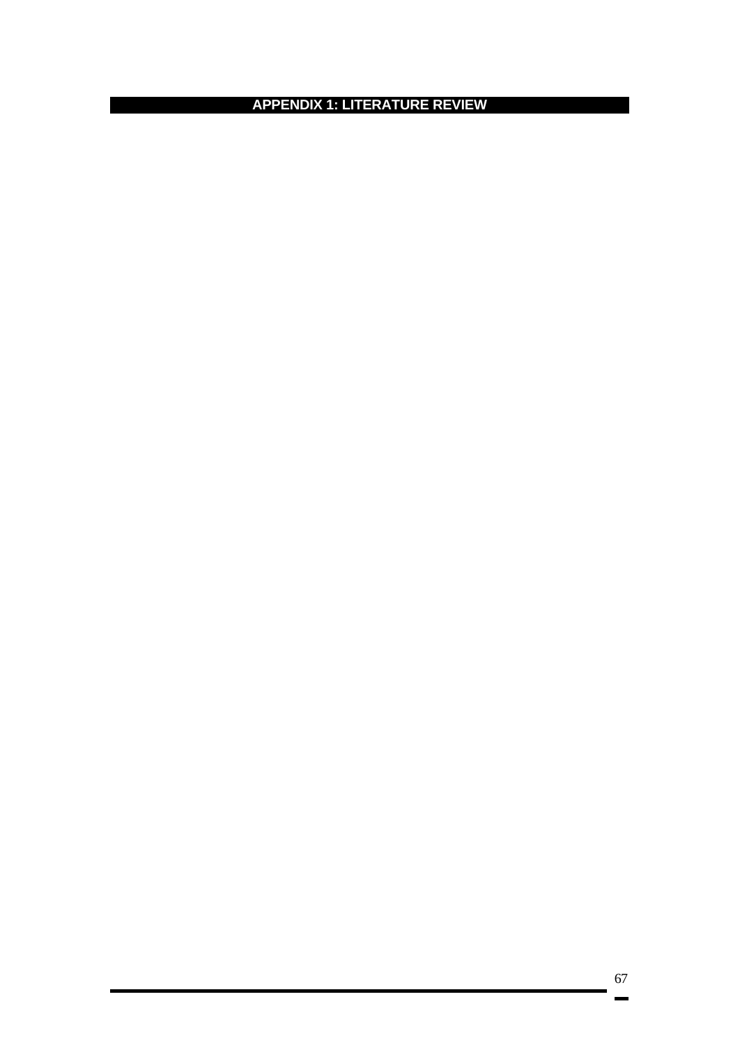# APPENDIX 1: LITERATURE REVIEW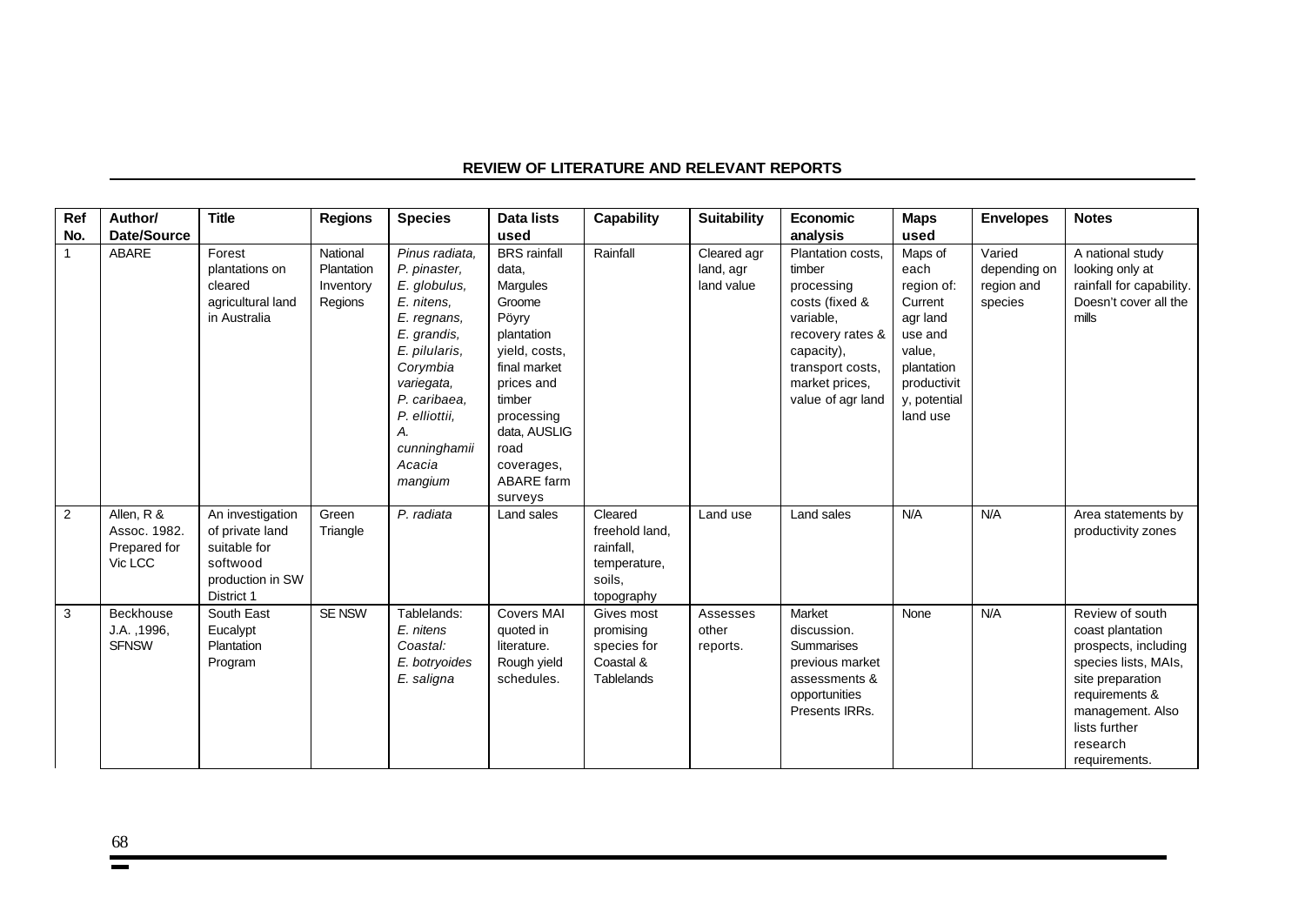**REVIEW OF LITERATURE AND RELEVANT REPORTS**

| Ref No. | Author/ Date/Source | Title | Regions | Species | Data lists used | Capability | Suitability | Economic analysis | Maps used | Envelopes | Notes |
|---|---|---|---|---|---|---|---|---|---|---|---|
| 1 | ABARE | Forest plantations on cleared agricultural land in Australia | National Plantation Inventory Regions | *Pinus radiata, P. pinaster, E. globulus, E. nitens, E. regnans, E. grandis, E. pilularis, Corymbia variegata, P. caribaea, P. elliottii, A. cunninghamii Acacia mangium* | BRS rainfall data, Margules Groome Pöyry plantation yield, costs, final market prices and timber processing data, AUSLIG road coverages, ABARE farm surveys | Rainfall | Cleared agr land, agr land value | Plantation costs, timber processing costs (fixed & variable, recovery rates & capacity), transport costs, market prices, value of agr land | Maps of each region of: Current agr land use and value, plantation productivity, potential land use | Varied depending on region and species | A national study looking only at rainfall for capability. Doesn't cover all the mills |
| 2 | Allen, R & Assoc. 1982. Prepared for Vic LCC | An investigation of private land suitable for softwood production in SW District 1 | Green Triangle | *P. radiata* | Land sales | Cleared freehold land, rainfall, temperature, soils, topography | Land use | Land sales | N/A | N/A | Area statements by productivity zones |
| 3 | Beckhouse J.A. ,1996, SFNSW | South East Eucalypt Plantation Program | SE NSW | Tablelands: *E. nitens* Coastal: *E. botryoides E. saligna* | Covers MAI quoted in literature. Rough yield schedules. | Gives most promising species for Coastal & Tablelands | Assesses other reports. | Market discussion. Summarises previous market assessments & opportunities Presents IRRs. | None | N/A | Review of south coast plantation prospects, including species lists, MAIs, site preparation requirements & management. Also lists further research requirements. |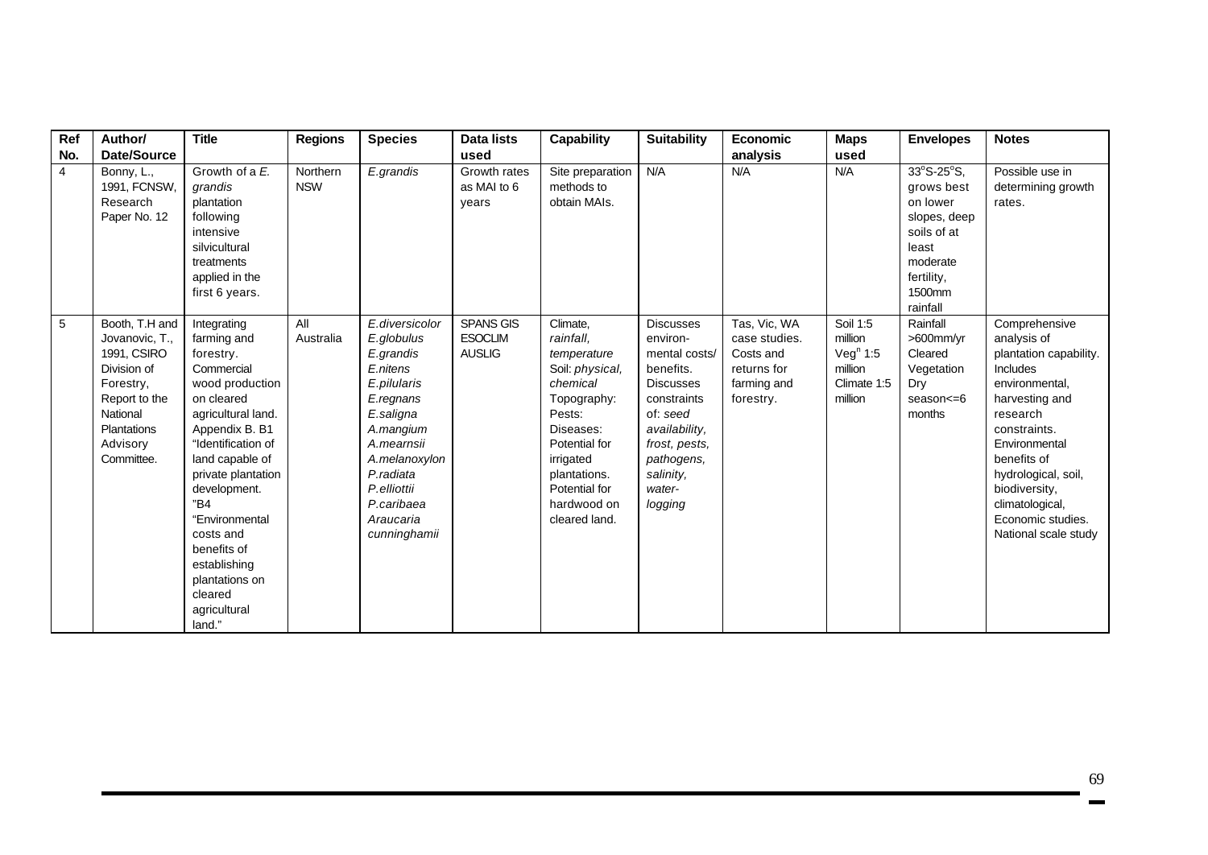| Ref No. | Author/ Date/Source | Title | Regions | Species | Data lists used | Capability | Suitability | Economic analysis | Maps used | Envelopes | Notes |
|---|---|---|---|---|---|---|---|---|---|---|---|
| 4 | Bonny, L., 1991, FCNSW, Research Paper No. 12 | Growth of a *E. grandis* plantation following intensive silvicultural treatments applied in the first 6 years. | Northern NSW | *E.grandis* | Growth rates as MAI to 6 years | Site preparation methods to obtain MAIs. | N/A | N/A | N/A | 33°S-25°S, grows best on lower slopes, deep soils of at least moderate fertility, 1500mm rainfall | Possible use in determining growth rates. |
| 5 | Booth, T.H and Jovanovic, T., 1991, CSIRO Division of Forestry, Report to the National Plantations Advisory Committee. | Integrating farming and forestry. Commercial wood production on cleared agricultural land. Appendix B. B1 "Identification of land capable of private plantation development. "B4 "Environmental costs and benefits of establishing plantations on cleared agricultural land." | All Australia | *E.diversicolor E.globulus E.grandis E.nitens E.pilularis E.regnans E.saligna A.mangium A.mearnsii A.melanoxylon P.radiata P.elliottii P.caribaea Araucaria cunninghamii* | SPANS GIS ESOCLIM AUSLIG | Climate, *rainfall, temperature* Soil: *physical, chemical* Topography: Pests: Diseases: Potential for irrigated plantations. Potential for hardwood on cleared land. | Discusses environ-mental costs/ benefits. Discusses constraints of: *seed availability, frost, pests, pathogens, salinity, water-logging* | Tas, Vic, WA case studies. Costs and returns for farming and forestry. | Soil 1:5 million $Veg^n$ 1:5 million Climate 1:5 million | Rainfall >600mm/yr Cleared Vegetation Dry season<=6 months | Comprehensive analysis of plantation capability. Includes environmental, harvesting and research constraints. Environmental benefits of hydrological, soil, biodiversity, climatological, Economic studies. National scale study |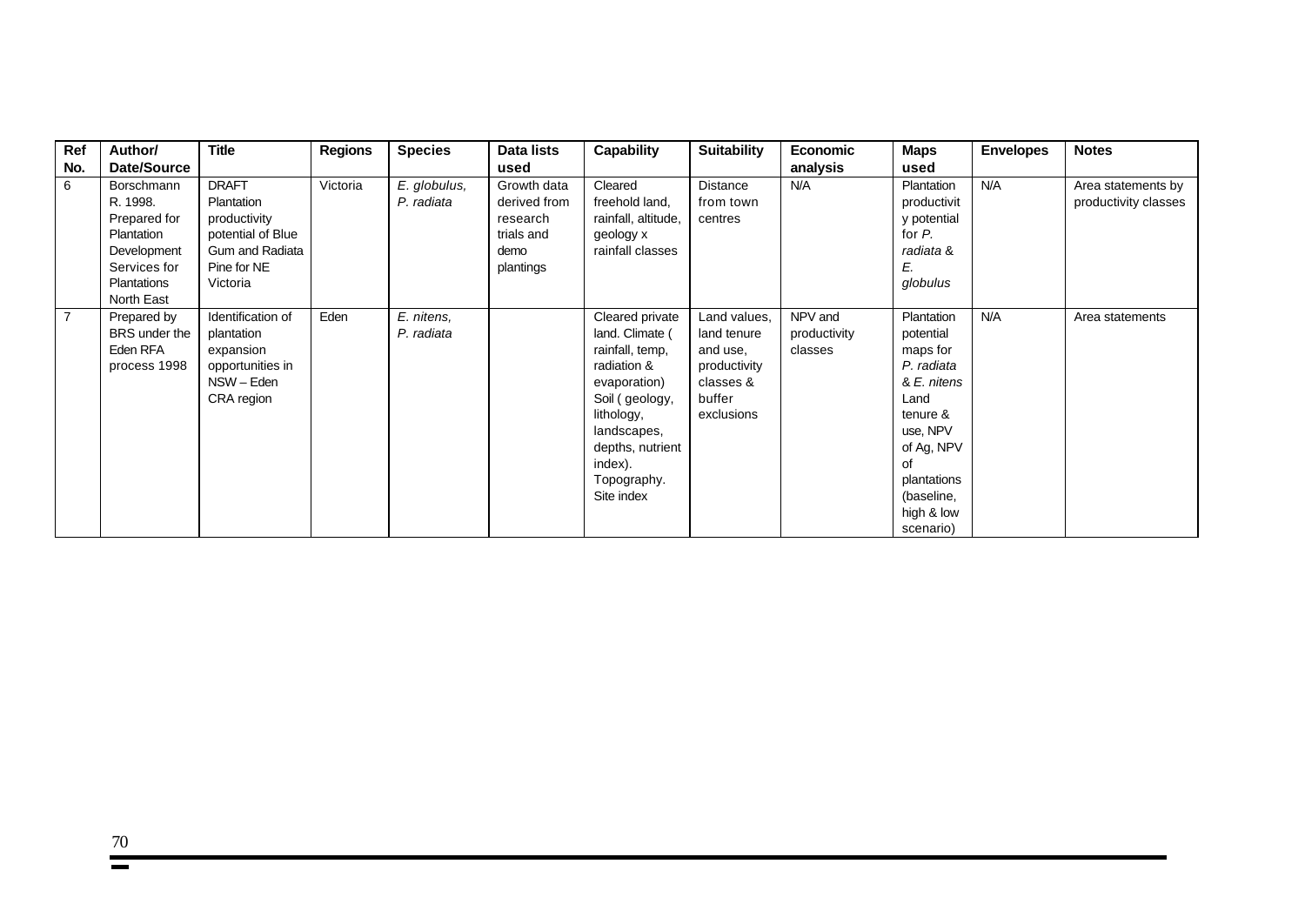| Ref No. | Author/ Date/Source | Title | Regions | Species | Data lists used | Capability | Suitability | Economic analysis | Maps used | Envelopes | Notes |
|---|---|---|---|---|---|---|---|---|---|---|---|
| 6 | Borschmann R. 1998. Prepared for Plantation Development Services for Plantations North East | DRAFT Plantation productivity potential of Blue Gum and Radiata Pine for NE Victoria | Victoria | *E. globulus, P. radiata* | Growth data derived from research trials and demo plantings | Cleared freehold land, rainfall, altitude, geology x rainfall classes | Distance from town centres | N/A | Plantation productivity potential for *P. radiata* & *E. globulus* | N/A | Area statements by productivity classes |
| 7 | Prepared by BRS under the Eden RFA process 1998 | Identification of plantation expansion opportunities in NSW – Eden CRA region | Eden | *E. nitens, P. radiata* | | Cleared private land. Climate ( rainfall, temp, radiation & evaporation) Soil ( geology, lithology, landscapes, depths, nutrient index). Topography. Site index | Land values, land tenure and use, productivity classes & buffer exclusions | NPV and productivity classes | Plantation potential maps for *P. radiata* & *E. nitens* Land tenure & use, NPV of Ag, NPV of plantations (baseline, high & low scenario) | N/A | Area statements |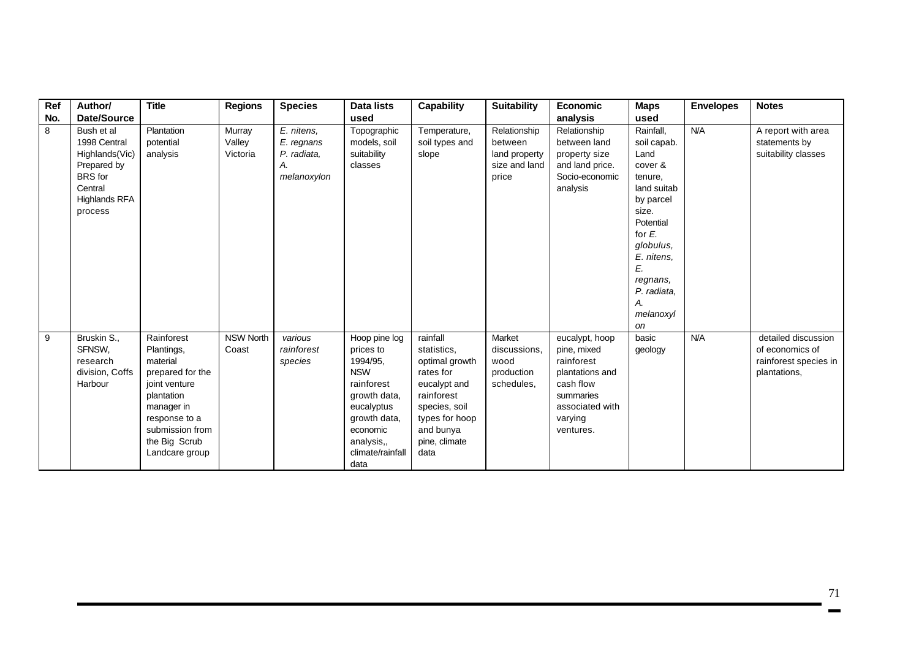| Ref No. | Author/ Date/Source | Title | Regions | Species | Data lists used | Capability | Suitability | Economic analysis | Maps used | Envelopes | Notes |
|---|---|---|---|---|---|---|---|---|---|---|---|
| 8 | Bush et al 1998 Central Highlands(Vic) Prepared by BRS for Central Highlands RFA process | Plantation potential analysis | Murray Valley Victoria | *E. nitens, E. regnans P. radiata, A. melanoxylon* | Topographic models, soil suitability classes | Temperature, soil types and slope | Relationship between land property size and land price | Relationship between land property size and land price. Socio-economic analysis | Rainfall, soil capab. Land cover & tenure, land suitab by parcel size. Potential for *E. globulus, E. nitens, E. regnans, P. radiata, A. melanoxylon* | N/A | A report with area statements by suitability classes |
| 9 | Bruskin S., SFNSW, research division, Coffs Harbour | Rainforest Plantings, material prepared for the joint venture plantation manager in response to a submission from the Big Scrub Landcare group | NSW North Coast | *various rainforest species* | Hoop pine log prices to 1994/95, NSW rainforest growth data, eucalyptus growth data, economic analysis,, climate/rainfall data | rainfall statistics, optimal growth rates for eucalypt and rainforest species, soil types for hoop and bunya pine, climate data | Market discussions, wood production schedules, | eucalypt, hoop pine, mixed rainforest plantations and cash flow summaries associated with varying ventures. | basic geology | N/A | detailed discussion of economics of rainforest species in plantations, |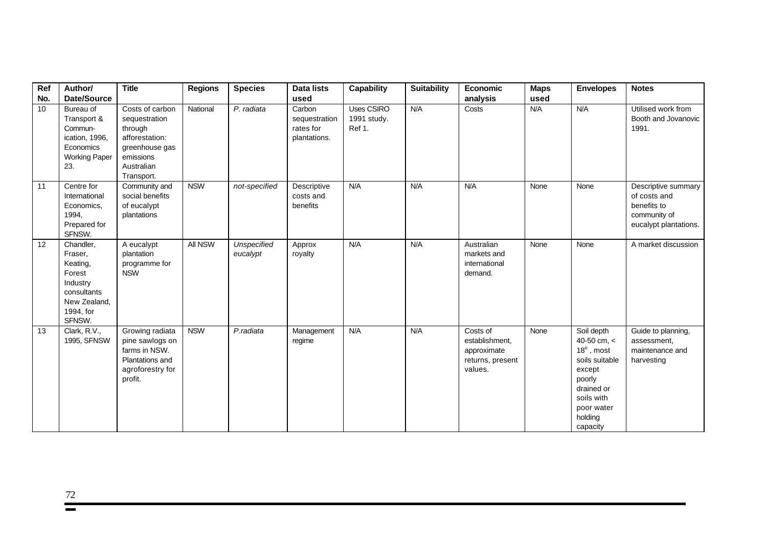| Ref No. | Author/ Date/Source | Title | Regions | Species | Data lists used | Capability | Suitability | Economic analysis | Maps used | Envelopes | Notes |
|---|---|---|---|---|---|---|---|---|---|---|---|
| 10 | Bureau of Transport & Commun-ication, 1996, Economics Working Paper 23. | Costs of carbon sequestration through afforestation: greenhouse gas emissions Australian Transport. | National | *P. radiata* | Carbon sequestration rates for plantations. | Uses CSIRO 1991 study. Ref 1. | N/A | Costs | N/A | N/A | Utilised work from Booth and Jovanovic 1991. |
| 11 | Centre for International Economics, 1994, Prepared for SFNSW. | Community and social benefits of eucalypt plantations | NSW | *not-specified* | Descriptive costs and benefits | N/A | N/A | N/A | None | None | Descriptive summary of costs and benefits to community of eucalypt plantations. |
| 12 | Chandler, Fraser, Keating, Forest Industry consultants New Zealand, 1994, for SFNSW. | A eucalypt plantation programme for NSW | All NSW | *Unspecified eucalypt* | Approx royalty | N/A | N/A | Australian markets and international demand. | None | None | A market discussion |
| 13 | Clark, R.V., 1995, SFNSW | Growing radiata pine sawlogs on farms in NSW. Plantations and agroforestry for profit. | NSW | *P.radiata* | Management regime | N/A | N/A | Costs of establishment, approximate returns, present values. | None | Soil depth 40-50 cm, < $18^{o}$, most soils suitable except poorly drained or soils with poor water holding capacity | Guide to planning, assessment, maintenance and harvesting |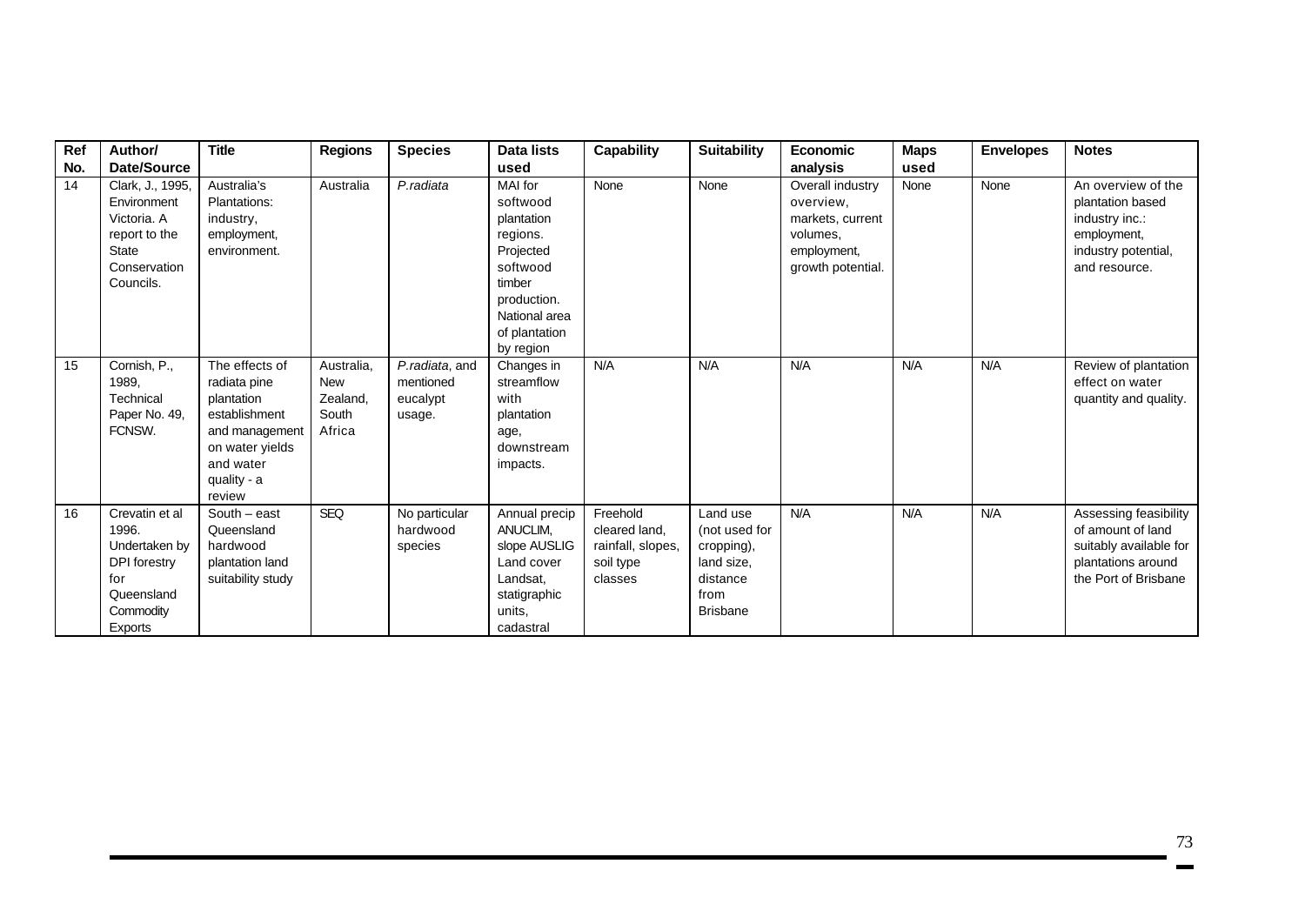| Ref No. | Author/ Date/Source | Title | Regions | Species | Data lists used | Capability | Suitability | Economic analysis | Maps used | Envelopes | Notes |
|---|---|---|---|---|---|---|---|---|---|---|---|
| 14 | Clark, J., 1995, Environment Victoria. A report to the State Conservation Councils. | Australia's Plantations: industry, employment, environment. | Australia | *P.radiata* | MAI for softwood plantation regions. Projected softwood timber production. National area of plantation by region | None | None | Overall industry overview, markets, current volumes, employment, growth potential. | None | None | An overview of the plantation based industry inc.: employment, industry potential, and resource. |
| 15 | Cornish, P., 1989, Technical Paper No. 49, FCNSW. | The effects of radiata pine plantation establishment and management on water yields and water quality - a review | Australia, New Zealand, South Africa | *P.radiata*, and mentioned eucalypt usage. | Changes in streamflow with plantation age, downstream impacts. | N/A | N/A | N/A | N/A | N/A | Review of plantation effect on water quantity and quality. |
| 16 | Crevatin et al 1996. Undertaken by DPI forestry for Queensland Commodity Exports | South – east Queensland hardwood plantation land suitability study | SEQ | No particular hardwood species | Annual precip ANUCLIM, slope AUSLIG Land cover Landsat, statigraphic units, cadastral | Freehold cleared land, rainfall, slopes, soil type classes | Land use (not used for cropping), land size, distance from Brisbane | N/A | N/A | N/A | Assessing feasibility of amount of land suitably available for plantations around the Port of Brisbane |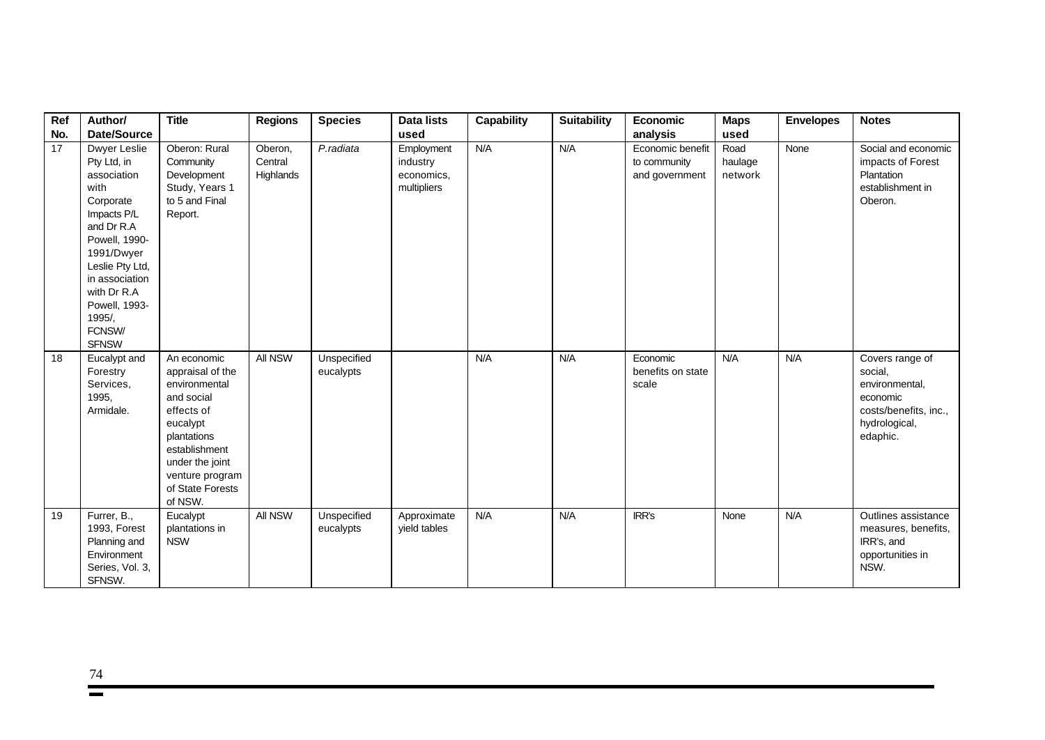| Ref No. | Author/ Date/Source | Title | Regions | Species | Data lists used | Capability | Suitability | Economic analysis | Maps used | Envelopes | Notes |
|---|---|---|---|---|---|---|---|---|---|---|---|
| 17 | Dwyer Leslie Pty Ltd, in association with Corporate Impacts P/L and Dr R.A Powell, 1990-1991/Dwyer Leslie Pty Ltd, in association with Dr R.A Powell, 1993-1995/, FCNSW/ SFNSW | Oberon: Rural Community Development Study, Years 1 to 5 and Final Report. | Oberon, Central Highlands | *P.radiata* | Employment industry economics, multipliers | N/A | N/A | Economic benefit to community and government | Road haulage network | None | Social and economic impacts of Forest Plantation establishment in Oberon. |
| 18 | Eucalypt and Forestry Services, 1995, Armidale. | An economic appraisal of the environmental and social effects of eucalypt plantations establishment under the joint venture program of State Forests of NSW. | All NSW | Unspecified eucalypts | | N/A | N/A | Economic benefits on state scale | N/A | N/A | Covers range of social, environmental, economic costs/benefits, inc., hydrological, edaphic. |
| 19 | Furrer, B., 1993, Forest Planning and Environment Series, Vol. 3, SFNSW. | Eucalypt plantations in NSW | All NSW | Unspecified eucalypts | Approximate yield tables | N/A | N/A | IRR's | None | N/A | Outlines assistance measures, benefits, IRR's, and opportunities in NSW. |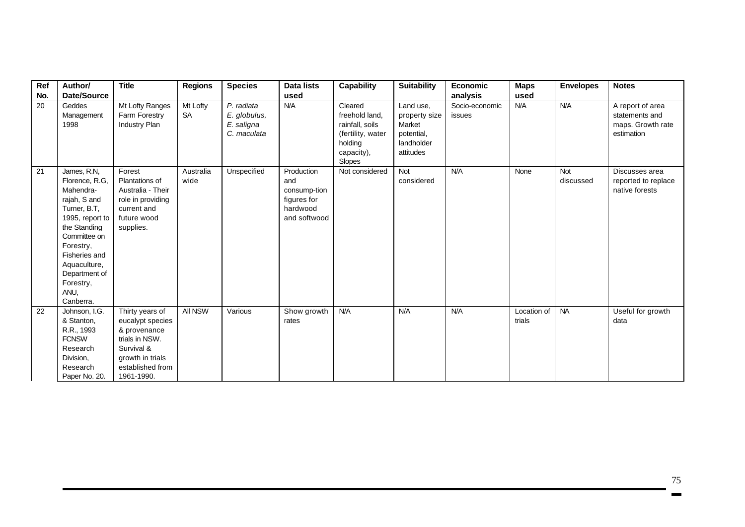| Ref No. | Author/ Date/Source | Title | Regions | Species | Data lists used | Capability | Suitability | Economic analysis | Maps used | Envelopes | Notes |
|---|---|---|---|---|---|---|---|---|---|---|---|
| 20 | Geddes Management 1998 | Mt Lofty Ranges Farm Forestry Industry Plan | Mt Lofty SA | *P. radiata* *E. globulus,* *E. saligna* *C. maculata* | N/A | Cleared freehold land, rainfall, soils (fertility, water holding capacity), Slopes | Land use, property size Market potential, landholder attitudes | Socio-economic issues | N/A | N/A | A report of area statements and maps. Growth rate estimation |
| 21 | James, R.N, Florence, R.G, Mahendra-rajah, S and Turner, B.T, 1995, report to the Standing Committee on Forestry, Fisheries and Aquaculture, Department of Forestry, ANU, Canberra. | Forest Plantations of Australia - Their role in providing current and future wood supplies. | Australia wide | Unspecified | Production and consump-tion figures for hardwood and softwood | Not considered | Not considered | N/A | None | Not discussed | Discusses area reported to replace native forests |
| 22 | Johnson, I.G. & Stanton, R.R., 1993 FCNSW Research Division, Research Paper No. 20. | Thirty years of eucalypt species & provenance trials in NSW. Survival & growth in trials established from 1961-1990. | All NSW | Various | Show growth rates | N/A | N/A | N/A | Location of trials | NA | Useful for growth data |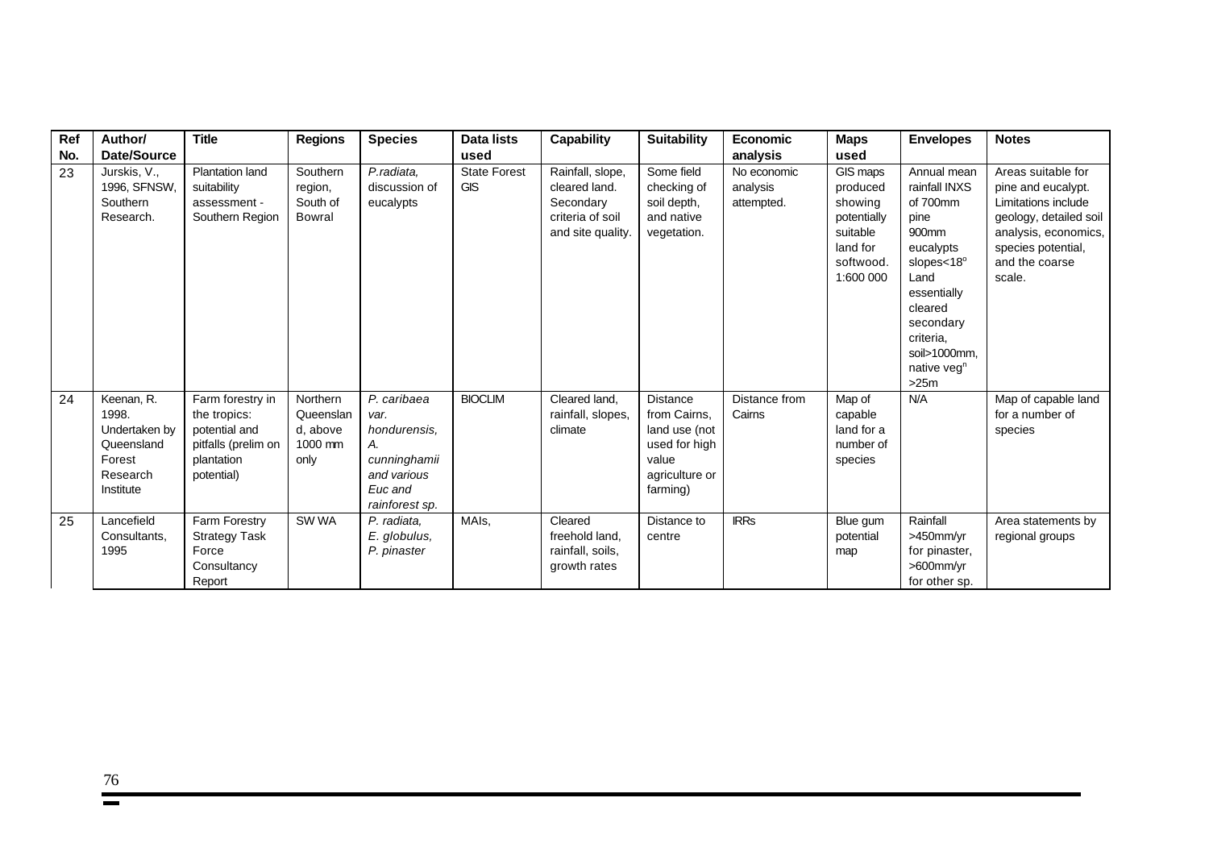| Ref No. | Author/ Date/Source | Title | Regions | Species | Data lists used | Capability | Suitability | Economic analysis | Maps used | Envelopes | Notes |
|---|---|---|---|---|---|---|---|---|---|---|---|
| 23 | Jurskis, V., 1996, SFNSW, Southern Research. | Plantation land suitability assessment - Southern Region | Southern region, South of Bowral | *P.radiata,* discussion of eucalypts | State Forest GIS | Rainfall, slope, cleared land. Secondary criteria of soil and site quality. | Some field checking of soil depth, and native vegetation. | No economic analysis attempted. | GIS maps produced showing potentially suitable land for softwood. 1:600 000 | Annual mean rainfall INXS of 700mm pine 900mm eucalypts slopes<18° Land essentially cleared secondary criteria, soil>1000mm, native veg[n] >25m | Areas suitable for pine and eucalypt. Limitations include geology, detailed soil analysis, economics, species potential, and the coarse scale. |
| 24 | Keenan, R. 1998. Undertaken by Queensland Forest Research Institute | Farm forestry in the tropics: potential and pitfalls (prelim on plantation potential) | Northern Queensland, above 1000 mm only | *P. caribaea var. hondurensis, A. cunninghamii and various Euc and rainforest sp.* | BIOCLIM | Cleared land, rainfall, slopes, climate | Distance from Cairns, land use (not used for high value agriculture or farming) | Distance from Cairns | Map of capable land for a number of species | N/A | Map of capable land for a number of species |
| 25 | Lancefield Consultants, 1995 | Farm Forestry Strategy Task Force Consultancy Report | SW WA | *P. radiata, E. globulus, P. pinaster* | MAIs, | Cleared freehold land, rainfall, soils, growth rates | Distance to centre | IRRs | Blue gum potential map | Rainfall >450mm/yr for pinaster, >600mm/yr for other sp. | Area statements by regional groups |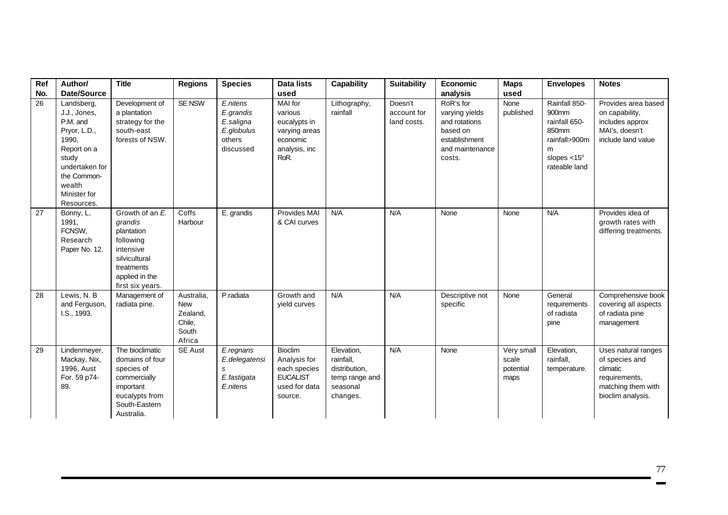| Ref No. | Author/ Date/Source | Title | Regions | Species | Data lists used | Capability | Suitability | Economic analysis | Maps used | Envelopes | Notes |
|---|---|---|---|---|---|---|---|---|---|---|---|
| 26 | Landsberg, J.J., Jones, P.M. and Pryor, L.D., 1990, Report on a study undertaken for the Commonwealth Minister for Resources. | Development of a plantation strategy for the south-east forests of NSW. | SE NSW | *E.nitens* *E.grandis* *E.saligna* *E.globulus* others discussed | MAI for various eucalypts in varying areas economic analysis, inc RoR. | Lithography, rainfall | Doesn't account for land costs. | RoR's for varying yields and rotations based on establishment and maintenance costs. | None published | Rainfall 850-900mm rainfall 650-850mm rainfall>900mm slopes <15° rateable land | Provides area based on capability, includes approx MAI's, doesn't include land value |
| 27 | Bonny, L, 1991, FCNSW, Research Paper No. 12. | Growth of an *E. grandis* plantation following intensive silvicultural treatments applied in the first six years. | Coffs Harbour | E. grandis | Provides MAI & CAI curves | N/A | N/A | None | None | N/A | Provides idea of growth rates with differing treatments. |
| 28 | Lewis, N. B and Ferguson, I.S., 1993. | Management of radiata pine. | Australia, New Zealand, Chile, South Africa | P.radiata | Growth and yield curves | N/A | N/A | Descriptive not specific | None | General requirements of radiata pine | Comprehensive book covering all aspects of radiata pine management |
| 29 | Lindenmeyer, Mackay, Nix, 1996, Aust For. 59 p74-89. | The bioclimatic domains of four species of commercially important eucalypts from South-Eastern Australia. | SE Aust | *E.regnans* *E.delegatensis* *E.fastigata* *E.nitens* | Bioclim Analysis for each species EUCALIST used for data source. | Elevation, rainfall, distribution, temp range and seasonal changes. | N/A | None | Very small scale potential maps | Elevation, rainfall, temperature. | Uses natural ranges of species and climatic requirements, matching them with bioclim analysis. |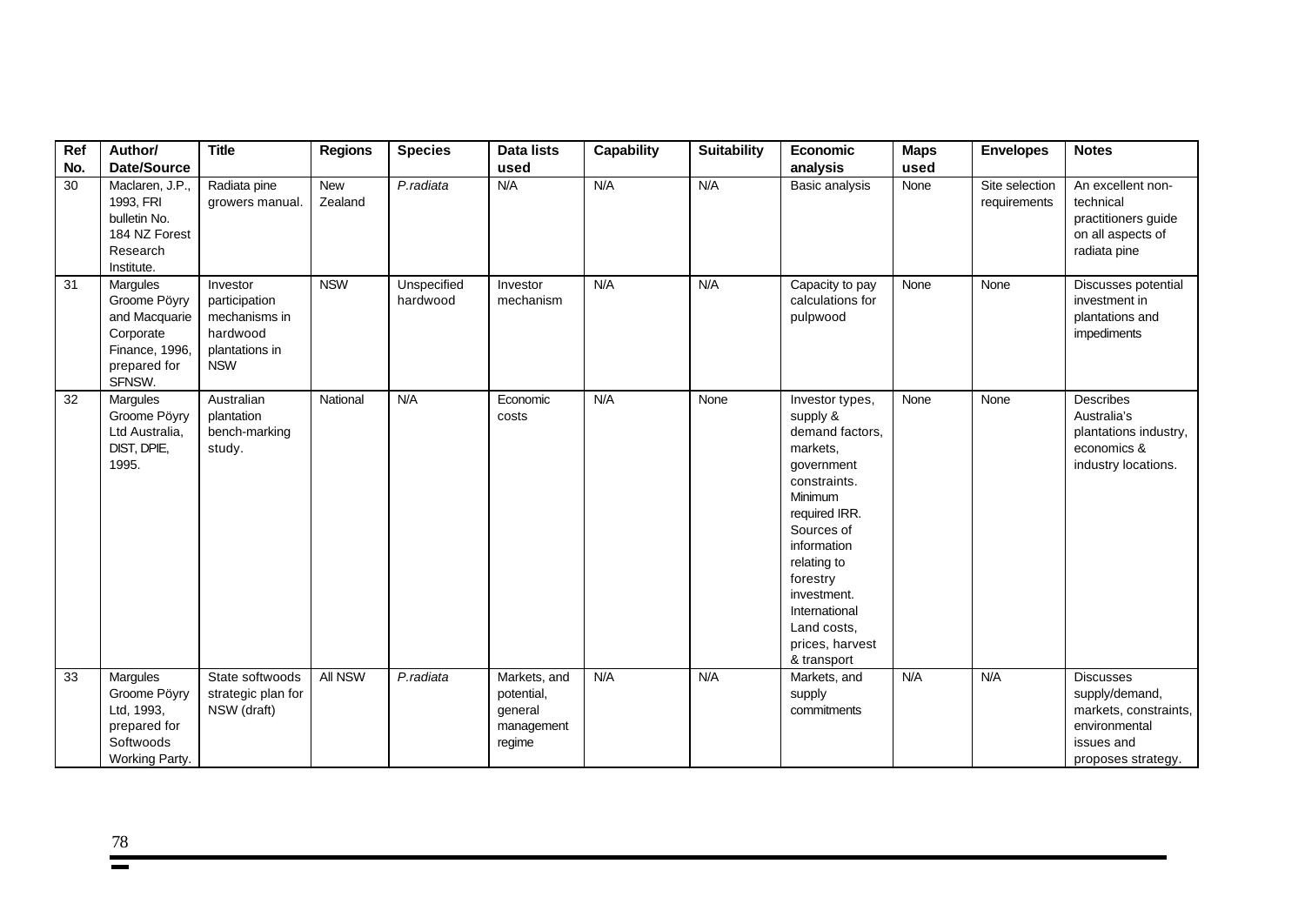| Ref No. | Author/ Date/Source | Title | Regions | Species | Data lists used | Capability | Suitability | Economic analysis | Maps used | Envelopes | Notes |
|---|---|---|---|---|---|---|---|---|---|---|---|
| 30 | Maclaren, J.P., 1993, FRI bulletin No. 184 NZ Forest Research Institute. | Radiata pine growers manual. | New Zealand | *P.radiata* | N/A | N/A | N/A | Basic analysis | None | Site selection requirements | An excellent non-technical practitioners guide on all aspects of radiata pine |
| 31 | Margules Groome Pöyry and Macquarie Corporate Finance, 1996, prepared for SFNSW. | Investor participation mechanisms in hardwood plantations in NSW | NSW | Unspecified hardwood | Investor mechanism | N/A | N/A | Capacity to pay calculations for pulpwood | None | None | Discusses potential investment in plantations and impediments |
| 32 | Margules Groome Pöyry Ltd Australia, DIST, DPIE, 1995. | Australian plantation bench-marking study. | National | N/A | Economic costs | N/A | None | Investor types, supply & demand factors, markets, government constraints. Minimum required IRR. Sources of information relating to forestry investment. International Land costs, prices, harvest & transport | None | None | Describes Australia's plantations industry, economics & industry locations. |
| 33 | Margules Groome Pöyry Ltd, 1993, prepared for Softwoods Working Party. | State softwoods strategic plan for NSW (draft) | All NSW | *P.radiata* | Markets, and potential, general management regime | N/A | N/A | Markets, and supply commitments | N/A | N/A | Discusses supply/demand, markets, constraints, environmental issues and proposes strategy. |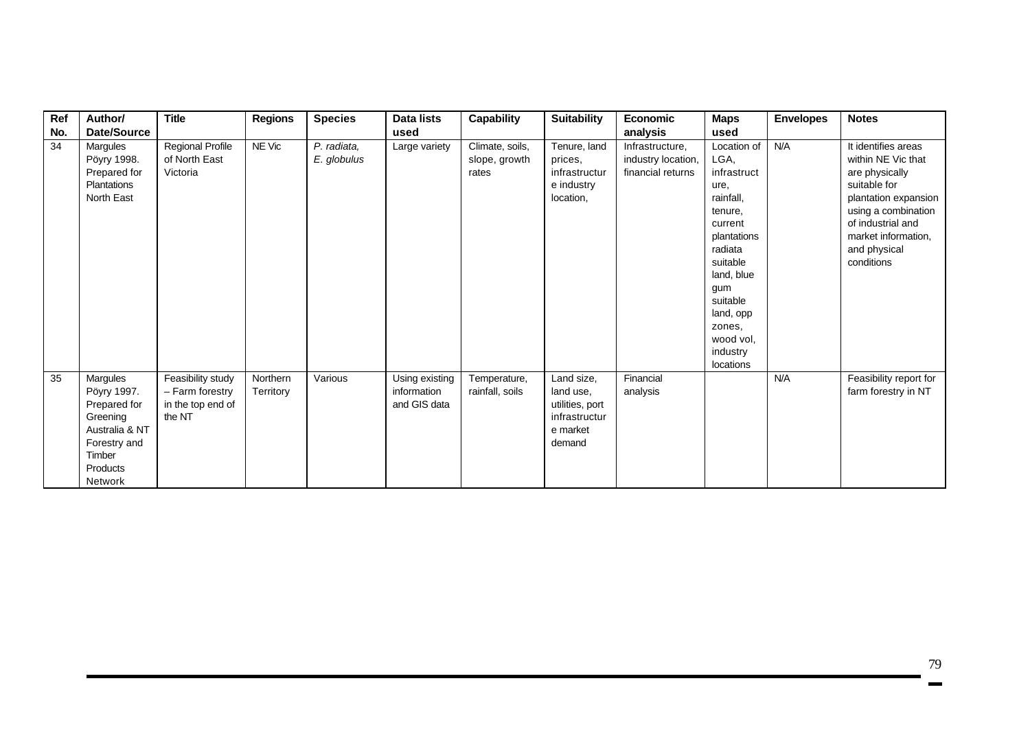| Ref No. | Author/ Date/Source | Title | Regions | Species | Data lists used | Capability | Suitability | Economic analysis | Maps used | Envelopes | Notes |
|---|---|---|---|---|---|---|---|---|---|---|---|
| 34 | Margules Pöyry 1998. Prepared for Plantations North East | Regional Profile of North East Victoria | NE Vic | *P. radiata, E. globulus* | Large variety | Climate, soils, slope, growth rates | Tenure, land prices, infrastructure industry location, | Infrastructure, industry location, financial returns | Location of LGA, infrastructure, rainfall, tenure, current plantations radiata suitable land, blue gum suitable land, opp zones, wood vol, industry locations | N/A | It identifies areas within NE Vic that are physically suitable for plantation expansion using a combination of industrial and market information, and physical conditions |
| 35 | Margules Pöyry 1997. Prepared for Greening Australia & NT Forestry and Timber Products Network | Feasibility study – Farm forestry in the top end of the NT | Northern Territory | Various | Using existing information and GIS data | Temperature, rainfall, soils | Land size, land use, utilities, port infrastructure market demand | Financial analysis | | N/A | Feasibility report for farm forestry in NT |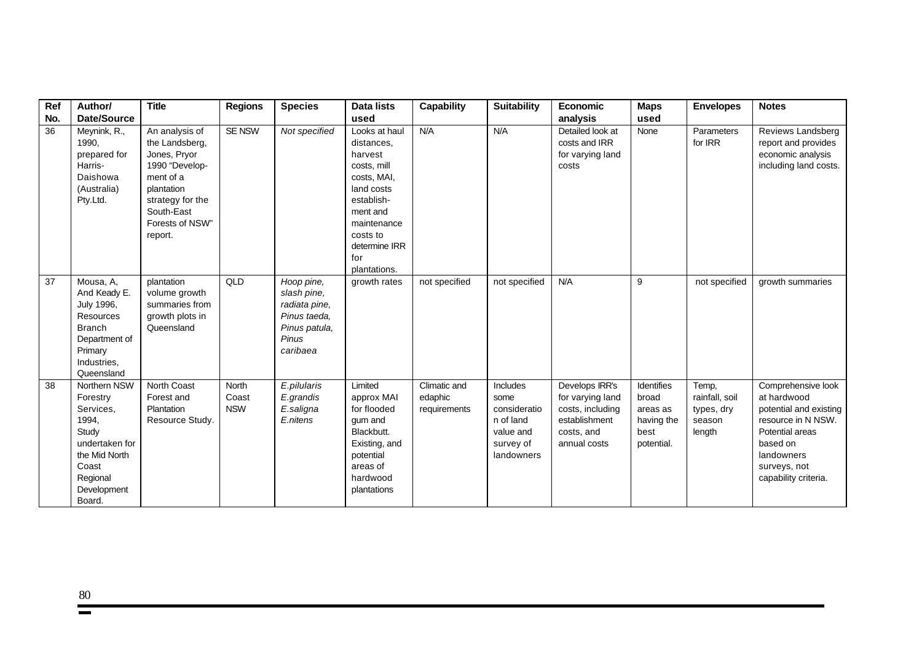| Ref No. | Author/ Date/Source | Title | Regions | Species | Data lists used | Capability | Suitability | Economic analysis | Maps used | Envelopes | Notes |
|---|---|---|---|---|---|---|---|---|---|---|---|
| 36 | Meynink, R., 1990, prepared for Harris-Daishowa (Australia) Pty.Ltd. | An analysis of the Landsberg, Jones, Pryor 1990 "Development of a plantation strategy for the South-East Forests of NSW" report. | SE NSW | *Not specified* | Looks at haul distances, harvest costs, mill costs, MAI, land costs establishment and maintenance costs to determine IRR for plantations. | N/A | N/A | Detailed look at costs and IRR for varying land costs | None | Parameters for IRR | Reviews Landsberg report and provides economic analysis including land costs. |
| 37 | Mousa, A, And Keady E. July 1996, Resources Branch Department of Primary Industries, Queensland | plantation volume growth summaries from growth plots in Queensland | QLD | *Hoop pine, slash pine, radiata pine, Pinus taeda, Pinus patula, Pinus caribaea* | growth rates | not specified | not specified | N/A | 9 | not specified | growth summaries |
| 38 | Northern NSW Forestry Services, 1994, Study undertaken for the Mid North Coast Regional Development Board. | North Coast Forest and Plantation Resource Study. | North Coast NSW | *E.pilularis E.grandis E.saligna E.nitens* | Limited approx MAI for flooded gum and Blackbutt. Existing, and potential areas of hardwood plantations | Climatic and edaphic requirements | Includes some consideration of land value and survey of landowners | Develops IRR's for varying land costs, including establishment costs, and annual costs | Identifies broad areas as having the best potential. | Temp, rainfall, soil types, dry season length | Comprehensive look at hardwood potential and existing resource in N NSW. Potential areas based on landowners surveys, not capability criteria. |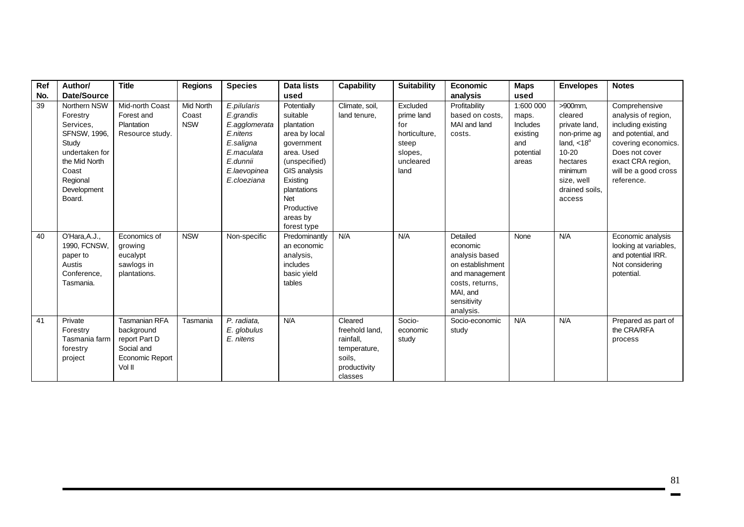| Ref No. | Author/ Date/Source | Title | Regions | Species | Data lists used | Capability | Suitability | Economic analysis | Maps used | Envelopes | Notes |
|---|---|---|---|---|---|---|---|---|---|---|---|
| 39 | Northern NSW Forestry Services, SFNSW, 1996, Study undertaken for the Mid North Coast Regional Development Board. | Mid-north Coast Forest and Plantation Resource study. | Mid North Coast NSW | *E.pilularis* *E.grandis* *E.agglomerata* *E.nitens* *E.saligna* *E.maculata* *E.dunnii* *E.laevopinea* *E.cloeziana* | Potentially suitable plantation area by local government area. Used (unspecified) GIS analysis Existing plantations Net Productive areas by forest type | Climate, soil, land tenure, | Excluded prime land for horticulture, steep slopes, uncleared land | Profitability based on costs, MAI and land costs. | 1:600 000 maps. Includes existing and potential areas | >900mm, cleared private land, non-prime ag land, <18$^o$ 10-20 hectares minimum size, well drained soils, access | Comprehensive analysis of region, including existing and potential, and covering economics. Does not cover exact CRA region, will be a good cross reference. |
| 40 | O'Hara,A.J., 1990, FCNSW, paper to Austis Conference, Tasmania. | Economics of growing eucalypt sawlogs in plantations. | NSW | Non-specific | Predominantly an economic analysis, includes basic yield tables | N/A | N/A | Detailed economic analysis based on establishment and management costs, returns, MAI, and sensitivity analysis. | None | N/A | Economic analysis looking at variables, and potential IRR. Not considering potential. |
| 41 | Private Forestry Tasmania farm forestry project | Tasmanian RFA background report Part D Social and Economic Report Vol II | Tasmania | *P. radiata,* *E. globulus* *E. nitens* | N/A | Cleared freehold land, rainfall, temperature, soils, productivity classes | Socio-economic study | Socio-economic study | N/A | N/A | Prepared as part of the CRA/RFA process |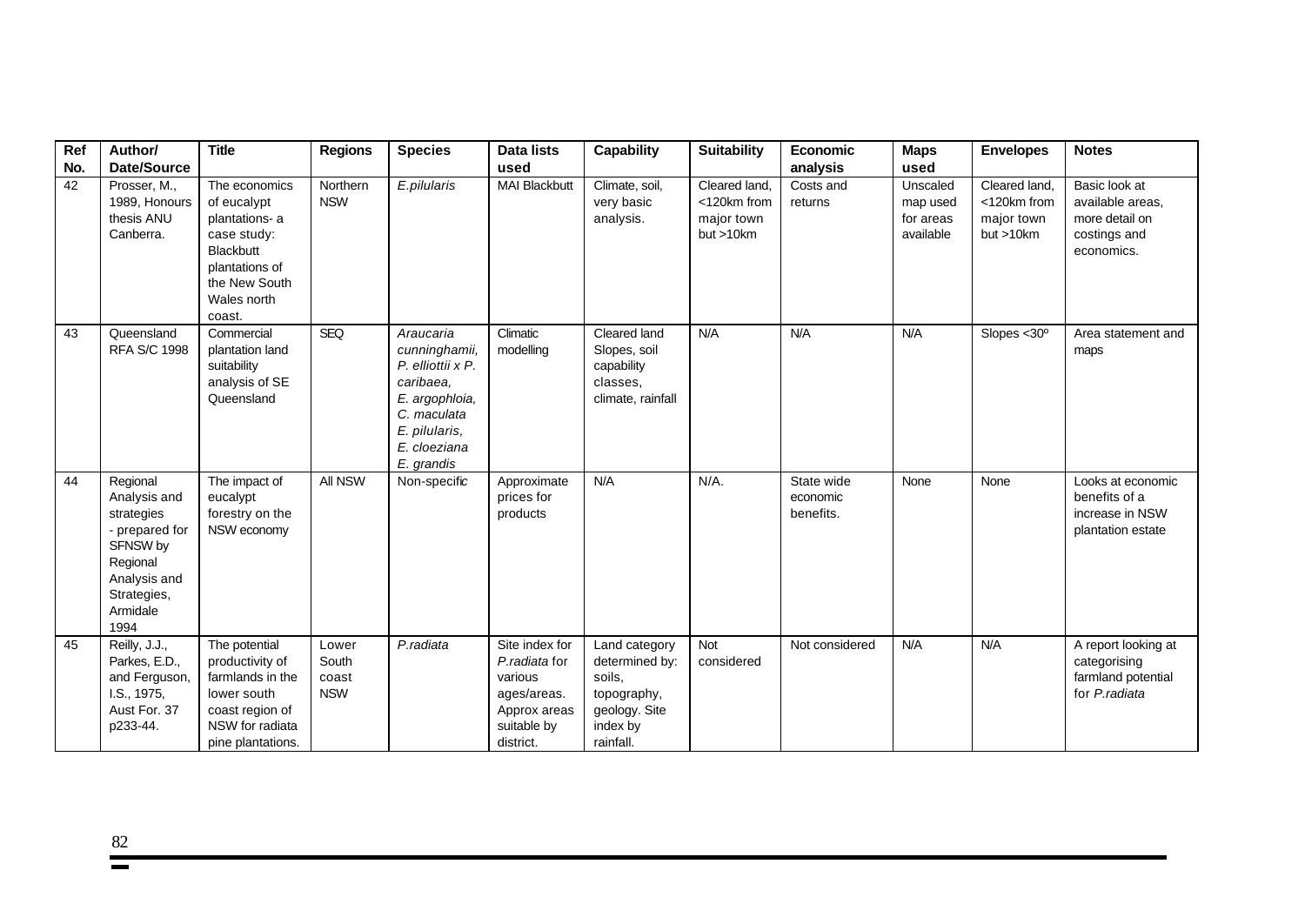| Ref No. | Author/ Date/Source | Title | Regions | Species | Data lists used | Capability | Suitability | Economic analysis | Maps used | Envelopes | Notes |
|---|---|---|---|---|---|---|---|---|---|---|---|
| 42 | Prosser, M., 1989, Honours thesis ANU Canberra. | The economics of eucalypt plantations- a case study: Blackbutt plantations of the New South Wales north coast. | Northern NSW | *E.pilularis* | MAI Blackbutt | Climate, soil, very basic analysis. | Cleared land, <120km from major town but >10km | Costs and returns | Unscaled map used for areas available | Cleared land, <120km from major town but >10km | Basic look at available areas, more detail on costings and economics. |
| 43 | Queensland RFA S/C 1998 | Commercial plantation land suitability analysis of SE Queensland | SEQ | *Araucaria cunninghamii, P. elliottii x P. caribaea, E. argophloia, C. maculata E. pilularis, E. cloeziana E. grandis* | Climatic modelling | Cleared land Slopes, soil capability classes, climate, rainfall | N/A | N/A | N/A | Slopes <30º | Area statement and maps |
| 44 | Regional Analysis and strategies - prepared for SFNSW by Regional Analysis and Strategies, Armidale 1994 | The impact of eucalypt forestry on the NSW economy | All NSW | Non-specific | Approximate prices for products | N/A | N/A. | State wide economic benefits. | None | None | Looks at economic benefits of a increase in NSW plantation estate |
| 45 | Reilly, J.J., Parkes, E.D., and Ferguson, I.S., 1975, Aust For. 37 p233-44. | The potential productivity of farmlands in the lower south coast region of NSW for radiata pine plantations. | Lower South coast NSW | *P.radiata* | Site index for *P.radiata* for various ages/areas. Approx areas suitable by district. | Land category determined by: soils, topography, geology. Site index by rainfall. | Not considered | Not considered | N/A | N/A | A report looking at categorising farmland potential for *P.radiata* |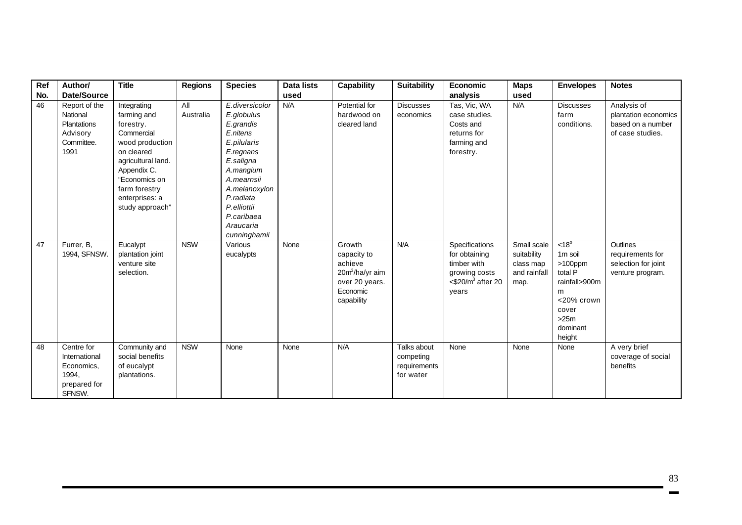| Ref No. | Author/ Date/Source | Title | Regions | Species | Data lists used | Capability | Suitability | Economic analysis | Maps used | Envelopes | Notes |
|---|---|---|---|---|---|---|---|---|---|---|---|
| 46 | Report of the National Plantations Advisory Committee. 1991 | Integrating farming and forestry. Commercial wood production on cleared agricultural land. Appendix C. "Economics on farm forestry enterprises: a study approach" | All Australia | *E.diversicolor* *E.globulus* *E.grandis* *E.nitens* *E.pilularis* *E.regnans* *E.saligna* *A.mangium* *A.mearnsii* *A.melanoxylon* *P.radiata* *P.elliottii* *P.caribaea* *Araucaria cunninghamii* | N/A | Potential for hardwood on cleared land | Discusses economics | Tas, Vic, WA case studies. Costs and returns for farming and forestry. | N/A | Discusses farm conditions. | Analysis of plantation economics based on a number of case studies. |
| 47 | Furrer, B, 1994, SFNSW. | Eucalypt plantation joint venture site selection. | NSW | Various eucalypts | None | Growth capacity to achieve $20m^3$/ha/yr aim over 20 years. Economic capability | N/A | Specifications for obtaining timber with growing costs <$20/$m^3$ after 20 years | Small scale suitability class map and rainfall map. | <18° 1m soil >100ppm total P rainfall>900m m <20% crown cover >25m dominant height | Outlines requirements for selection for joint venture program. |
| 48 | Centre for International Economics, 1994, prepared for SFNSW. | Community and social benefits of eucalypt plantations. | NSW | None | None | N/A | Talks about competing requirements for water | None | None | None | A very brief coverage of social benefits |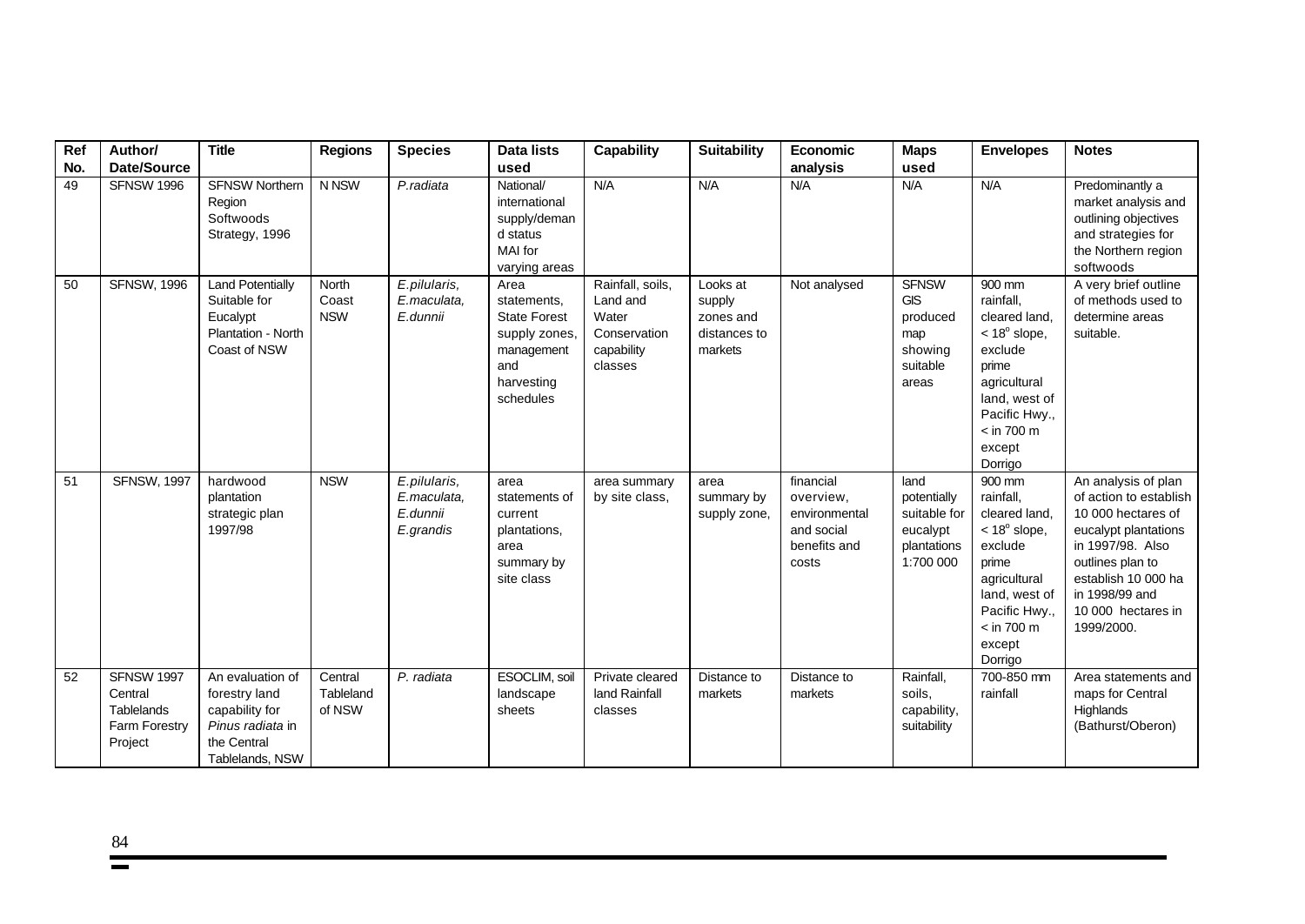| Ref No. | Author/ Date/Source | Title | Regions | Species | Data lists used | Capability | Suitability | Economic analysis | Maps used | Envelopes | Notes |
|---|---|---|---|---|---|---|---|---|---|---|---|
| 49 | SFNSW 1996 | SFNSW Northern Region Softwoods Strategy, 1996 | N NSW | *P.radiata* | National/ international supply/demand status MAI for varying areas | N/A | N/A | N/A | N/A | N/A | Predominantly a market analysis and outlining objectives and strategies for the Northern region softwoods |
| 50 | SFNSW, 1996 | Land Potentially Suitable for Eucalypt Plantation - North Coast of NSW | North Coast NSW | *E.pilularis, E.maculata, E.dunnii* | Area statements, State Forest supply zones, management and harvesting schedules | Rainfall, soils, Land and Water Conservation capability classes | Looks at supply zones and distances to markets | Not analysed | SFNSW GIS produced map showing suitable areas | 900 mm rainfall, cleared land, < 18$^o$ slope, exclude prime agricultural land, west of Pacific Hwy., < in 700 m except Dorrigo | A very brief outline of methods used to determine areas suitable. |
| 51 | SFNSW, 1997 | hardwood plantation strategic plan 1997/98 | NSW | *E.pilularis, E.maculata, E.dunnii E.grandis* | area statements of current plantations, area summary by site class | area summary by site class, | area summary by supply zone, | financial overview, environmental and social benefits and costs | land potentially suitable for eucalypt plantations 1:700 000 | 900 mm rainfall, cleared land, < 18$^o$ slope, exclude prime agricultural land, west of Pacific Hwy., < in 700 m except Dorrigo | An analysis of plan of action to establish 10 000 hectares of eucalypt plantations in 1997/98. Also outlines plan to establish 10 000 ha in 1998/99 and 10 000 hectares in 1999/2000. |
| 52 | SFNSW 1997 Central Tablelands Farm Forestry Project | An evaluation of forestry land capability for *Pinus radiata* in the Central Tablelands, NSW | Central Tableland of NSW | *P. radiata* | ESOCLIM, soil landscape sheets | Private cleared land Rainfall classes | Distance to markets | Distance to markets | Rainfall, soils, capability, suitability | 700-850 mm rainfall | Area statements and maps for Central Highlands (Bathurst/Oberon) |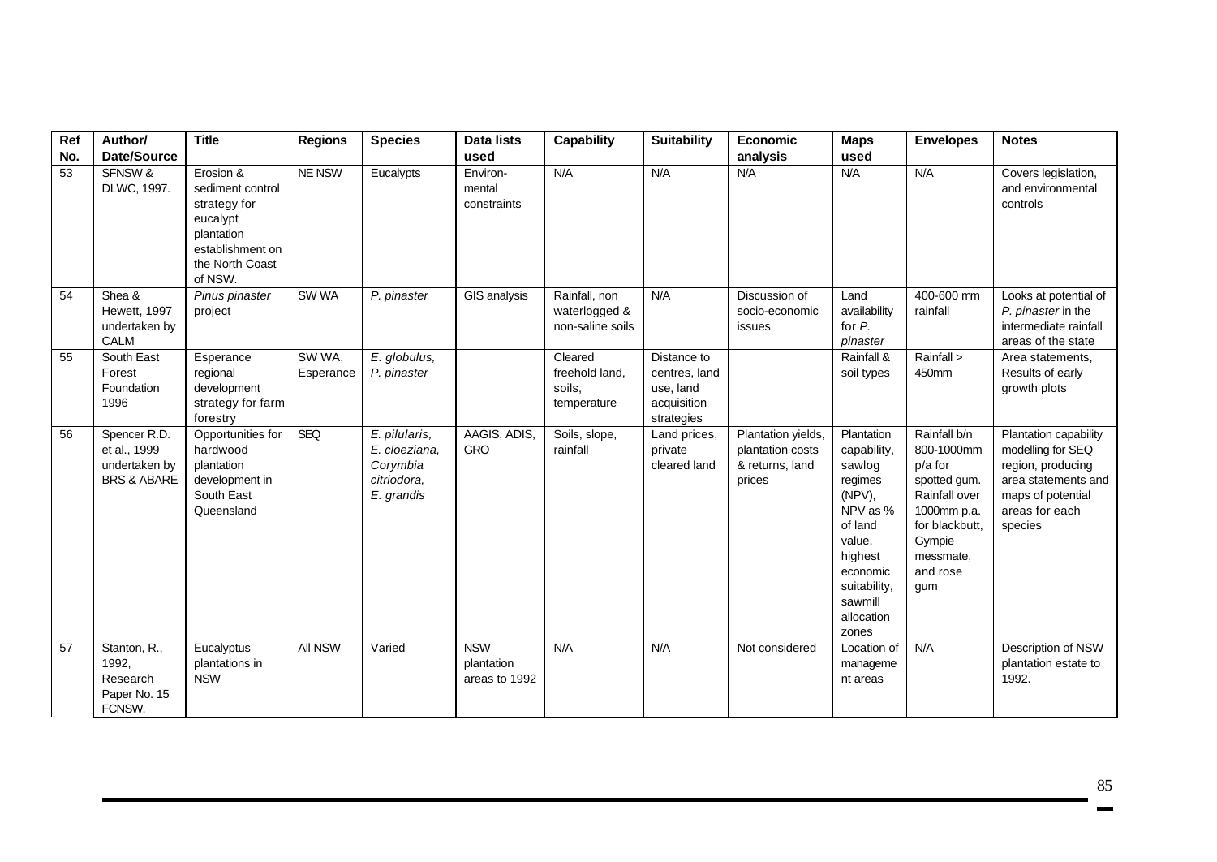| Ref No. | Author/ Date/Source | Title | Regions | Species | Data lists used | Capability | Suitability | Economic analysis | Maps used | Envelopes | Notes |
|---|---|---|---|---|---|---|---|---|---|---|---|
| 53 | SFNSW & DLWC, 1997. | Erosion & sediment control strategy for eucalypt plantation establishment on the North Coast of NSW. | NE NSW | Eucalypts | Environ-mental constraints | N/A | N/A | N/A | N/A | N/A | Covers legislation, and environmental controls |
| 54 | Shea & Hewett, 1997 undertaken by CALM | *Pinus pinaster* project | SW WA | *P. pinaster* | GIS analysis | Rainfall, non waterlogged & non-saline soils | N/A | Discussion of socio-economic issues | Land availability for *P. pinaster* | 400-600 mm rainfall | Looks at potential of *P. pinaster* in the intermediate rainfall areas of the state |
| 55 | South East Forest Foundation 1996 | Esperance regional development strategy for farm forestry | SW WA, Esperance | *E. globulus, P. pinaster* | | Cleared freehold land, soils, temperature | Distance to centres, land use, land acquisition strategies | | Rainfall & soil types | Rainfall > 450mm | Area statements, Results of early growth plots |
| 56 | Spencer R.D. et al., 1999 undertaken by BRS & ABARE | Opportunities for hardwood plantation development in South East Queensland | SEQ | *E. pilularis, E. cloeziana, Corymbia citriodora, E. grandis* | AAGIS, ADIS, GRO | Soils, slope, rainfall | Land prices, private cleared land | Plantation yields, plantation costs & returns, land prices | Plantation capability, sawlog regimes (NPV), NPV as % of land value, highest economic suitability, sawmill allocation zones | Rainfall b/n 800-1000mm p/a for spotted gum. Rainfall over 1000mm p.a. for blackbutt, Gympie messmate, and rose gum | Plantation capability modelling for SEQ region, producing area statements and maps of potential areas for each species |
| 57 | Stanton, R., 1992, Research Paper No. 15 FCNSW. | Eucalyptus plantations in NSW | All NSW | Varied | NSW plantation areas to 1992 | N/A | N/A | Not considered | Location of management areas | N/A | Description of NSW plantation estate to 1992. |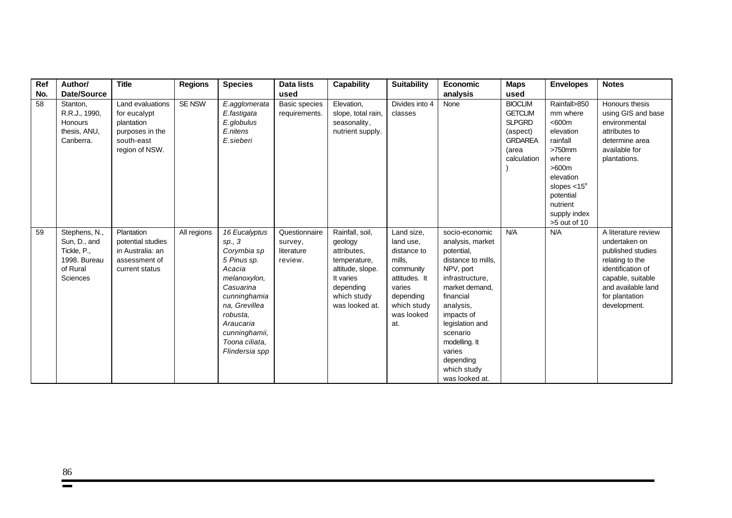| Ref No. | Author/ Date/Source | Title | Regions | Species | Data lists used | Capability | Suitability | Economic analysis | Maps used | Envelopes | Notes |
|---|---|---|---|---|---|---|---|---|---|---|---|
| 58 | Stanton, R.R.J., 1990, Honours thesis, ANU, Canberra. | Land evaluations for eucalypt plantation purposes in the south-east region of NSW. | SE NSW | *E.agglomerata E.fastigata E.globulus E.nitens E.sieberi* | Basic species requirements. | Elevation, slope, total rain, seasonality, nutrient supply. | Divides into 4 classes | None | BIOCLIM GETCLIM SLPGRD (aspect) GRDAREA (area calculation) | Rainfall>850 mm where <600m elevation rainfall >750mm where >600m elevation slopes <15$^{o}$ potential nutrient supply index >5 out of 10 | Honours thesis using GIS and base environmental attributes to determine area available for plantations. |
| 59 | Stephens, N., Sun, D., and Tickle, P., 1998. Bureau of Rural Sciences | Plantation potential studies in Australia: an assessment of current status | All regions | *16 Eucalyptus sp., 3 Corymbia sp 5 Pinus sp. Acacia melanoxylon, Casuarina cunninghamiana, Grevillea robusta, Araucaria cunninghamii, Toona ciliata, Flindersia spp* | Questionnaire survey, literature review. | Rainfall, soil, geology attributes, temperature, altitude, slope. It varies depending which study was looked at. | Land size, land use, distance to mills, community attitudes. It varies depending which study was looked at. | socio-economic analysis, market potential, distance to mills, NPV, port infrastructure, market demand, financial analysis, impacts of legislation and scenario modelling. It varies depending which study was looked at. | N/A | N/A | A literature review undertaken on published studies relating to the identification of capable, suitable and available land for plantation development. |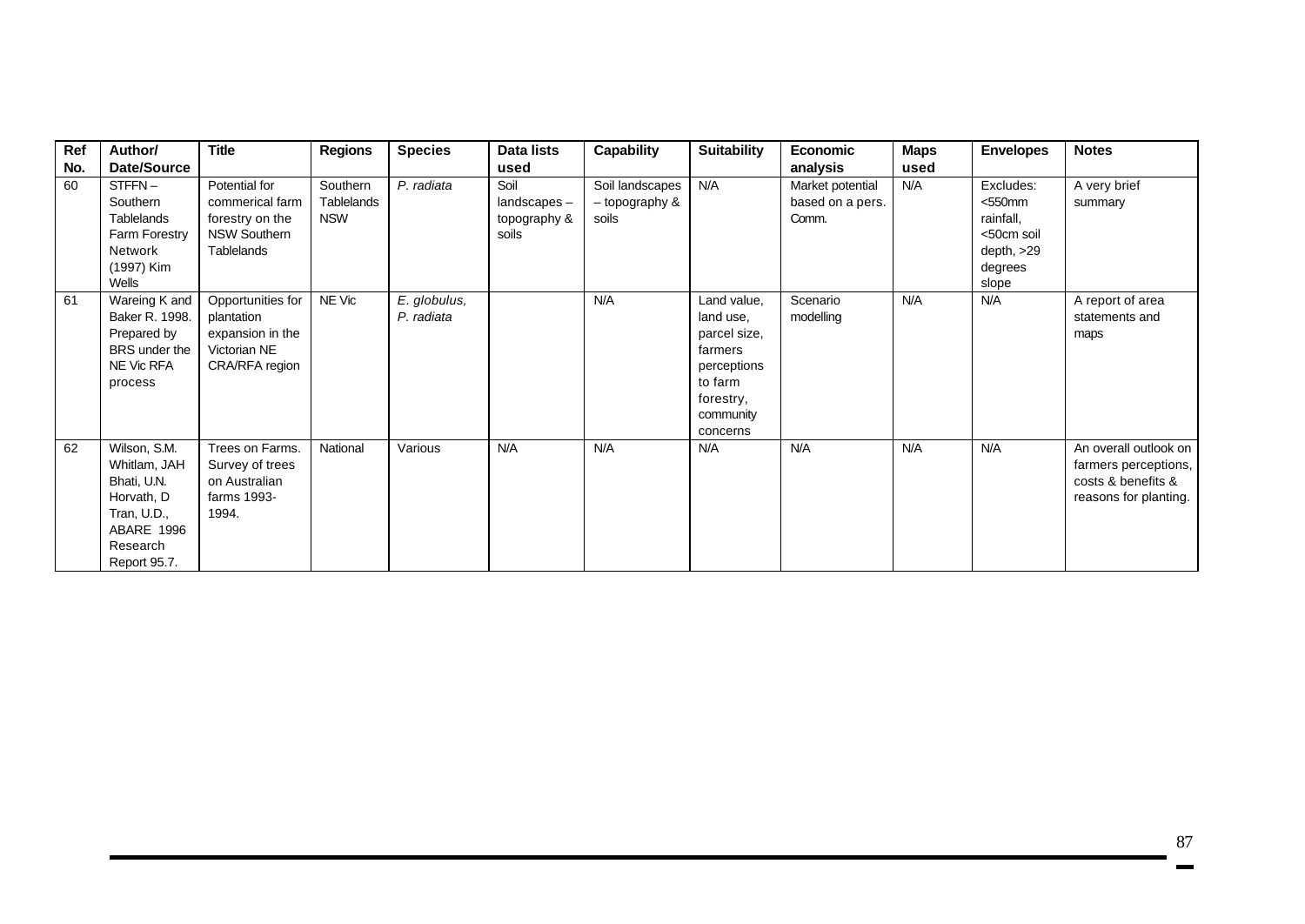| Ref No. | Author/ Date/Source | Title | Regions | Species | Data lists used | Capability | Suitability | Economic analysis | Maps used | Envelopes | Notes |
|---|---|---|---|---|---|---|---|---|---|---|---|
| 60 | STFFN – Southern Tablelands Farm Forestry Network (1997) Kim Wells | Potential for commerical farm forestry on the NSW Southern Tablelands | Southern Tablelands NSW | *P. radiata* | Soil landscapes – topography & soils | Soil landscapes – topography & soils | N/A | Market potential based on a pers. Comm. | N/A | Excludes: <550mm rainfall, <50cm soil depth, >29 degrees slope | A very brief summary |
| 61 | Wareing K and Baker R. 1998. Prepared by BRS under the NE Vic RFA process | Opportunities for plantation expansion in the Victorian NE CRA/RFA region | NE Vic | *E. globulus, P. radiata* | | N/A | Land value, land use, parcel size, farmers perceptions to farm forestry, community concerns | Scenario modelling | N/A | N/A | A report of area statements and maps |
| 62 | Wilson, S.M. Whitlam, JAH Bhati, U.N. Horvath, D Tran, U.D., ABARE 1996 Research Report 95.7. | Trees on Farms. Survey of trees on Australian farms 1993-1994. | National | Various | N/A | N/A | N/A | N/A | N/A | N/A | An overall outlook on farmers perceptions, costs & benefits & reasons for planting. |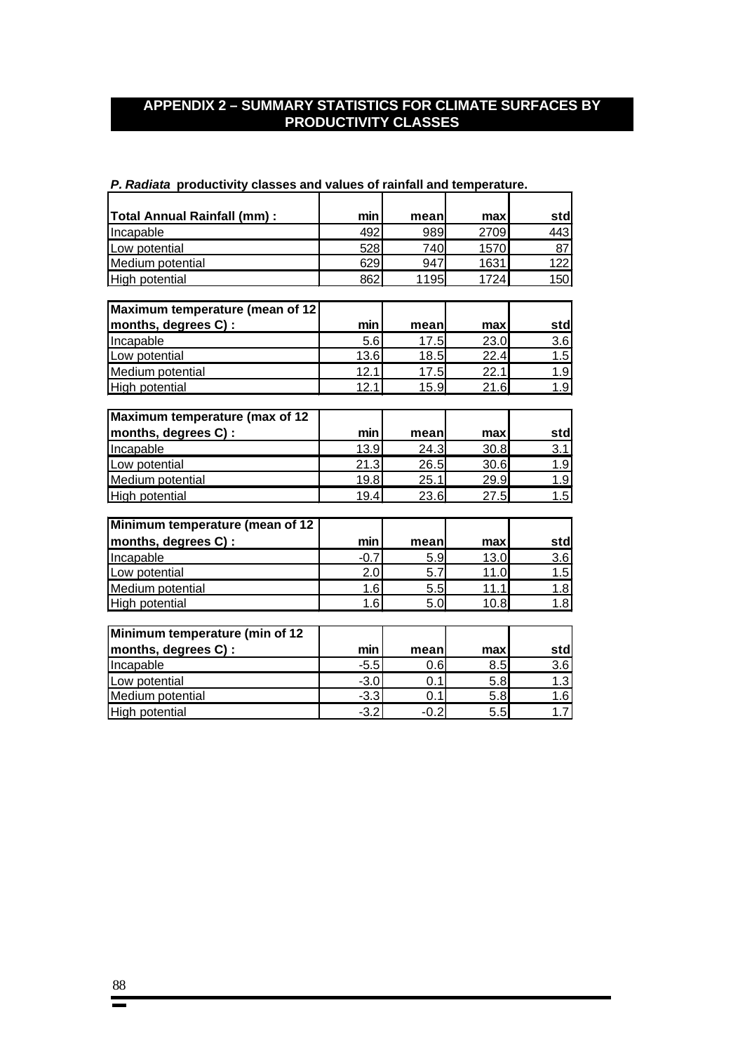# APPENDIX 2 – SUMMARY STATISTICS FOR CLIMATE SURFACES BY PRODUCTIVITY CLASSES

***P. Radiata*** **productivity classes and values of rainfall and temperature.**

| **Total Annual Rainfall (mm) :** | **min** | **mean** | **max** | **std** |
|---|---|---|---|---|
| Incapable | 492 | 989 | 2709 | 443 |
| Low potential | 528 | 740 | 1570 | 87 |
| Medium potential | 629 | 947 | 1631 | 122 |
| High potential | 862 | 1195 | 1724 | 150 |

| **Maximum temperature (mean of 12 months, degrees C) :** | **min** | **mean** | **max** | **std** |
|---|---|---|---|---|
| Incapable | 5.6 | 17.5 | 23.0 | 3.6 |
| Low potential | 13.6 | 18.5 | 22.4 | 1.5 |
| Medium potential | 12.1 | 17.5 | 22.1 | 1.9 |
| High potential | 12.1 | 15.9 | 21.6 | 1.9 |

| **Maximum temperature (max of 12 months, degrees C) :** | **min** | **mean** | **max** | **std** |
|---|---|---|---|---|
| Incapable | 13.9 | 24.3 | 30.8 | 3.1 |
| Low potential | 21.3 | 26.5 | 30.6 | 1.9 |
| Medium potential | 19.8 | 25.1 | 29.9 | 1.9 |
| High potential | 19.4 | 23.6 | 27.5 | 1.5 |

| **Minimum temperature (mean of 12 months, degrees C) :** | **min** | **mean** | **max** | **std** |
|---|---|---|---|---|
| Incapable | -0.7 | 5.9 | 13.0 | 3.6 |
| Low potential | 2.0 | 5.7 | 11.0 | 1.5 |
| Medium potential | 1.6 | 5.5 | 11.1 | 1.8 |
| High potential | 1.6 | 5.0 | 10.8 | 1.8 |

| **Minimum temperature (min of 12 months, degrees C) :** | **min** | **mean** | **max** | **std** |
|---|---|---|---|---|
| Incapable | -5.5 | 0.6 | 8.5 | 3.6 |
| Low potential | -3.0 | 0.1 | 5.8 | 1.3 |
| Medium potential | -3.3 | 0.1 | 5.8 | 1.6 |
| High potential | -3.2 | -0.2 | 5.5 | 1.7 |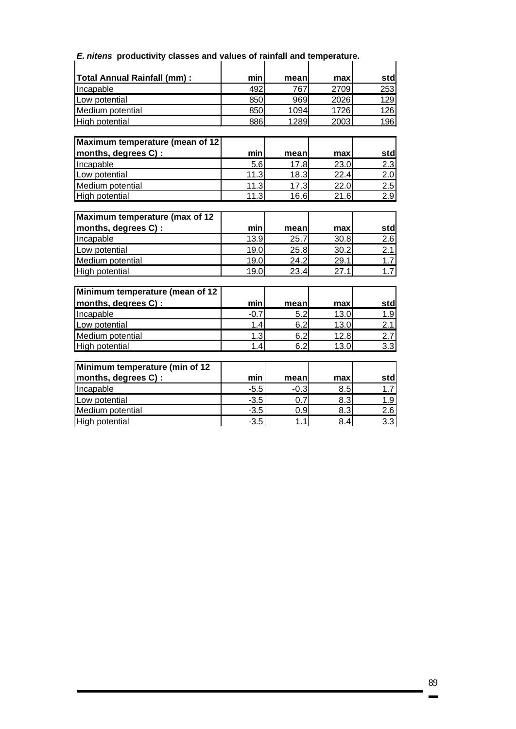***E. nitens* productivity classes and values of rainfall and temperature.**

| Total Annual Rainfall (mm) : | min | mean | max | std |
|---|---|---|---|---|
| Incapable | 492 | 767 | 2709 | 253 |
| Low potential | 850 | 969 | 2026 | 129 |
| Medium potential | 850 | 1094 | 1726 | 126 |
| High potential | 886 | 1289 | 2003 | 196 |

| Maximum temperature (mean of 12 months, degrees C) : | min | mean | max | std |
|---|---|---|---|---|
| Incapable | 5.6 | 17.8 | 23.0 | 2.3 |
| Low potential | 11.3 | 18.3 | 22.4 | 2.0 |
| Medium potential | 11.3 | 17.3 | 22.0 | 2.5 |
| High potential | 11.3 | 16.6 | 21.6 | 2.9 |

| Maximum temperature (max of 12 months, degrees C) : | min | mean | max | std |
|---|---|---|---|---|
| Incapable | 13.9 | 25.7 | 30.8 | 2.6 |
| Low potential | 19.0 | 25.8 | 30.2 | 2.1 |
| Medium potential | 19.0 | 24.2 | 29.1 | 1.7 |
| High potential | 19.0 | 23.4 | 27.1 | 1.7 |

| Minimum temperature (mean of 12 months, degrees C) : | min | mean | max | std |
|---|---|---|---|---|
| Incapable | -0.7 | 5.2 | 13.0 | 1.9 |
| Low potential | 1.4 | 6.2 | 13.0 | 2.1 |
| Medium potential | 1.3 | 6.2 | 12.8 | 2.7 |
| High potential | 1.4 | 6.2 | 13.0 | 3.3 |

| Minimum temperature (min of 12 months, degrees C) : | min | mean | max | std |
|---|---|---|---|---|
| Incapable | -5.5 | -0.3 | 8.5 | 1.7 |
| Low potential | -3.5 | 0.7 | 8.3 | 1.9 |
| Medium potential | -3.5 | 0.9 | 8.3 | 2.6 |
| High potential | -3.5 | 1.1 | 8.4 | 3.3 |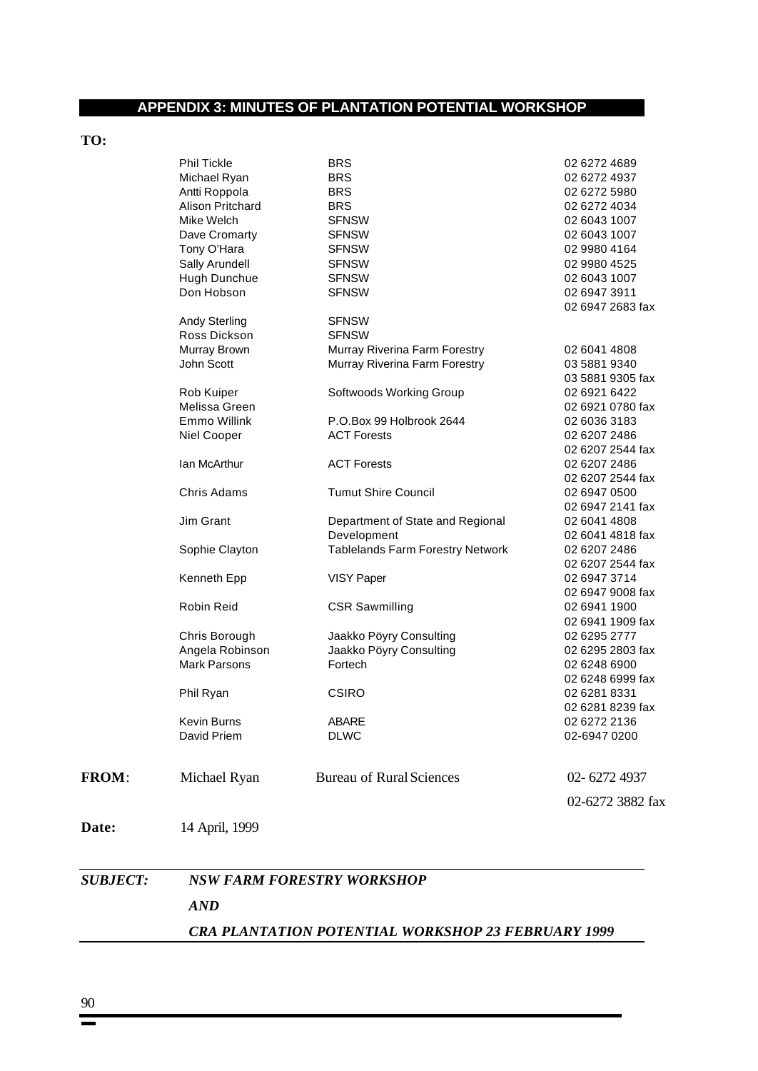## APPENDIX 3: MINUTES OF PLANTATION POTENTIAL WORKSHOP

**TO:**

| Name | Organisation | Phone/Fax |
|---|---|---|
| Phil Tickle | BRS | 02 6272 4689 |
| Michael Ryan | BRS | 02 6272 4937 |
| Antti Roppola | BRS | 02 6272 5980 |
| Alison Pritchard | BRS | 02 6272 4034 |
| Mike Welch | SFNSW | 02 6043 1007 |
| Dave Cromarty | SFNSW | 02 6043 1007 |
| Tony O'Hara | SFNSW | 02 9980 4164 |
| Sally Arundell | SFNSW | 02 9980 4525 |
| Hugh Dunchue | SFNSW | 02 6043 1007 |
| Don Hobson | SFNSW | 02 6947 3911<br>02 6947 2683 fax |
| Andy Sterling | SFNSW | |
| Ross Dickson | SFNSW | |
| Murray Brown | Murray Riverina Farm Forestry | 02 6041 4808 |
| John Scott | Murray Riverina Farm Forestry | 03 5881 9340<br>03 5881 9305 fax |
| Rob Kuiper | Softwoods Working Group | 02 6921 6422 |
| Melissa Green | | 02 6921 0780 fax |
| Emmo Willink | P.O.Box 99 Holbrook 2644 | 02 6036 3183 |
| Niel Cooper | ACT Forests | 02 6207 2486<br>02 6207 2544 fax |
| Ian McArthur | ACT Forests | 02 6207 2486<br>02 6207 2544 fax |
| Chris Adams | Tumut Shire Council | 02 6947 0500<br>02 6947 2141 fax |
| Jim Grant | Department of State and Regional Development | 02 6041 4808<br>02 6041 4818 fax |
| Sophie Clayton | Tablelands Farm Forestry Network | 02 6207 2486<br>02 6207 2544 fax |
| Kenneth Epp | VISY Paper | 02 6947 3714<br>02 6947 9008 fax |
| Robin Reid | CSR Sawmilling | 02 6941 1900<br>02 6941 1909 fax |
| Chris Borough | Jaakko Pöyry Consulting | 02 6295 2777 |
| Angela Robinson | Jaakko Pöyry Consulting | 02 6295 2803 fax |
| Mark Parsons | Fortech | 02 6248 6900<br>02 6248 6999 fax |
| Phil Ryan | CSIRO | 02 6281 8331<br>02 6281 8239 fax |
| Kevin Burns | ABARE | 02 6272 2136 |
| David Priem | DLWC | 02-6947 0200 |

**FROM**: Michael Ryan — Bureau of Rural Sciences — 02- 6272 4937, 02-6272 3882 fax

**Date:** 14 April, 1999

***SUBJECT: NSW FARM FORESTRY WORKSHOP***

***AND***

***CRA PLANTATION POTENTIAL WORKSHOP 23 FEBRUARY 1999***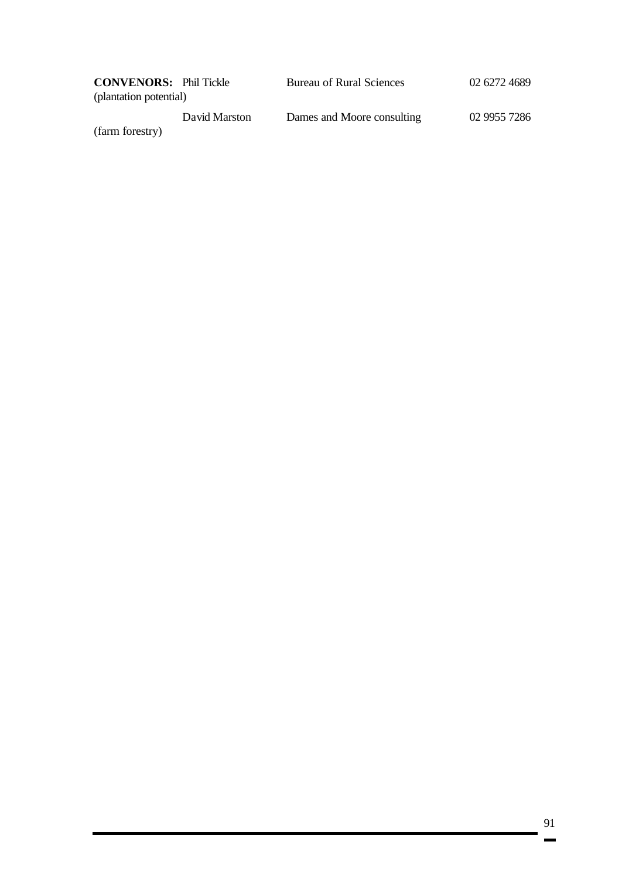**CONVENORS:** Phil Tickle (plantation potential) Bureau of Rural Sciences 02 6272 4689

David Marston (farm forestry) Dames and Moore consulting 02 9955 7286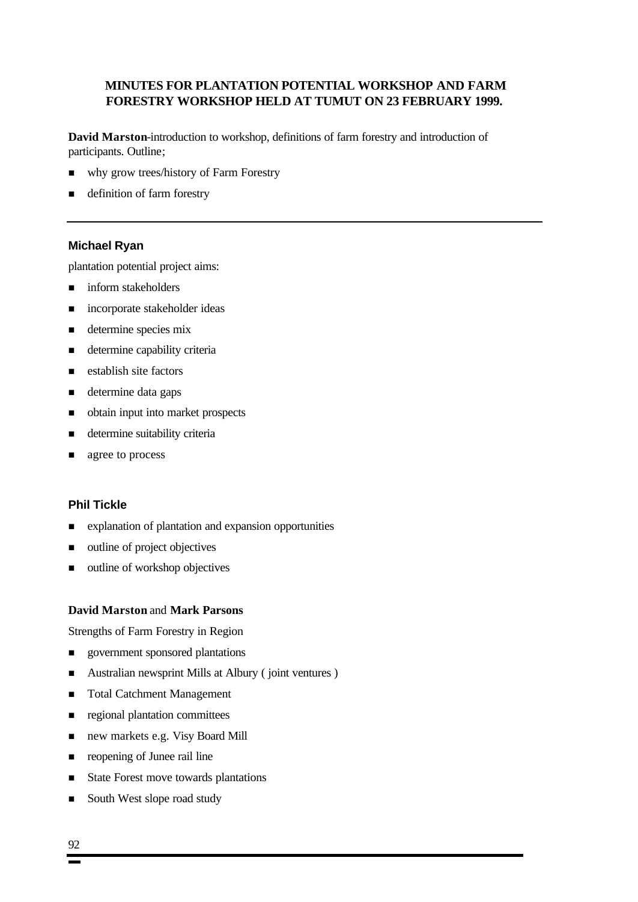## MINUTES FOR PLANTATION POTENTIAL WORKSHOP AND FARM FORESTRY WORKSHOP HELD AT TUMUT ON 23 FEBRUARY 1999.

**David Marston**-introduction to workshop, definitions of farm forestry and introduction of participants. Outline;

- why grow trees/history of Farm Forestry
- definition of farm forestry

---

### Michael Ryan

plantation potential project aims:

- inform stakeholders
- incorporate stakeholder ideas
- determine species mix
- determine capability criteria
- establish site factors
- determine data gaps
- obtain input into market prospects
- determine suitability criteria
- agree to process

### Phil Tickle

- explanation of plantation and expansion opportunities
- outline of project objectives
- outline of workshop objectives

**David Marston** and **Mark Parsons**

Strengths of Farm Forestry in Region

- government sponsored plantations
- Australian newsprint Mills at Albury ( joint ventures )
- Total Catchment Management
- regional plantation committees
- new markets e.g. Visy Board Mill
- reopening of Junee rail line
- State Forest move towards plantations
- South West slope road study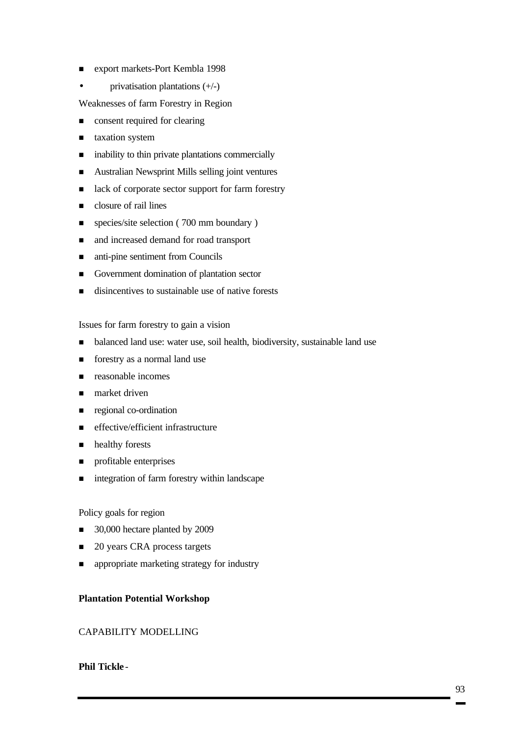- export markets-Port Kembla 1998
- privatisation plantations (+/-)

Weaknesses of farm Forestry in Region

- consent required for clearing
- taxation system
- inability to thin private plantations commercially
- Australian Newsprint Mills selling joint ventures
- lack of corporate sector support for farm forestry
- closure of rail lines
- species/site selection ( 700 mm boundary )
- and increased demand for road transport
- anti-pine sentiment from Councils
- Government domination of plantation sector
- disincentives to sustainable use of native forests

Issues for farm forestry to gain a vision

- balanced land use: water use, soil health, biodiversity, sustainable land use
- forestry as a normal land use
- reasonable incomes
- market driven
- regional co-ordination
- effective/efficient infrastructure
- healthy forests
- profitable enterprises
- integration of farm forestry within landscape

Policy goals for region

- 30,000 hectare planted by 2009
- 20 years CRA process targets
- appropriate marketing strategy for industry

**Plantation Potential Workshop**

CAPABILITY MODELLING

**Phil Tickle** -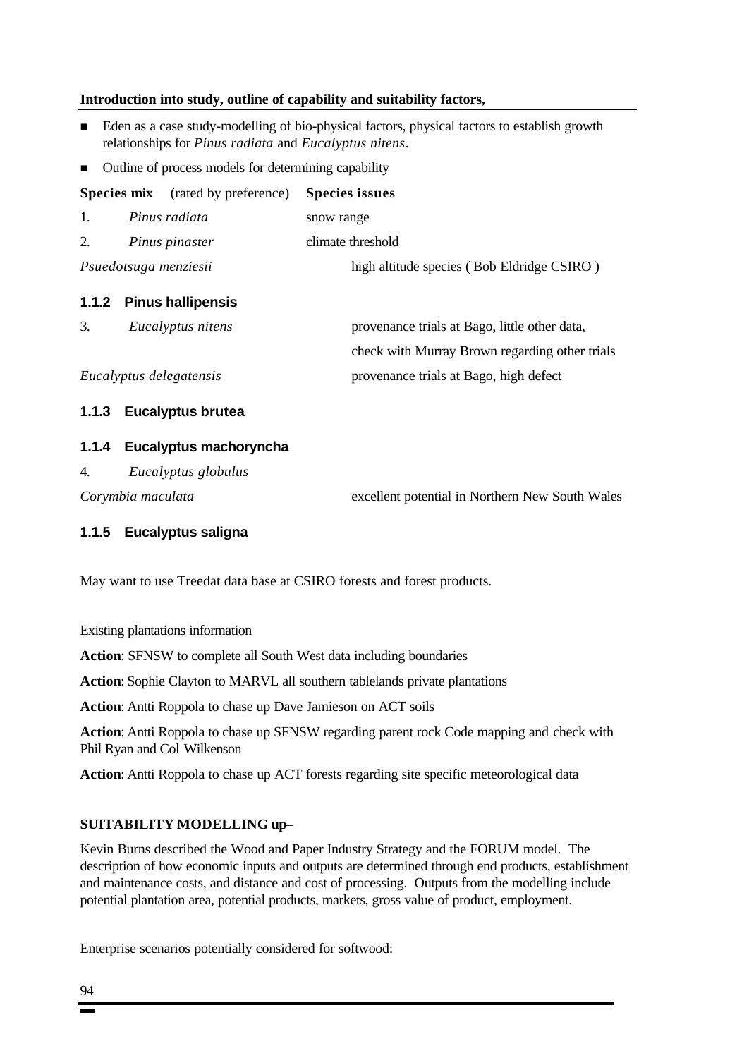**Introduction into study, outline of capability and suitability factors,**

- Eden as a case study-modelling of bio-physical factors, physical factors to establish growth relationships for *Pinus radiata* and *Eucalyptus nitens*.
- Outline of process models for determining capability

| **Species mix** (rated by preference) | **Species issues** |
|---|---|
| 1. *Pinus radiata* | snow range |
| 2. *Pinus pinaster* | climate threshold |
| *Psuedotsuga menziesii* | high altitude species ( Bob Eldridge CSIRO ) |

### 1.1.2 Pinus hallipensis

| | |
|---|---|
| 3. *Eucalyptus nitens* | provenance trials at Bago, little other data, check with Murray Brown regarding other trials |
| *Eucalyptus delegatensis* | provenance trials at Bago, high defect |

### 1.1.3 Eucalyptus brutea

### 1.1.4 Eucalyptus machoryncha

| | |
|---|---|
| 4. *Eucalyptus globulus* | |
| *Corymbia maculata* | excellent potential in Northern New South Wales |

### 1.1.5 Eucalyptus saligna

May want to use Treedat data base at CSIRO forests and forest products.

Existing plantations information

**Action**: SFNSW to complete all South West data including boundaries

**Action**: Sophie Clayton to MARVL all southern tablelands private plantations

**Action**: Antti Roppola to chase up Dave Jamieson on ACT soils

**Action**: Antti Roppola to chase up SFNSW regarding parent rock Code mapping and check with Phil Ryan and Col Wilkenson

**Action**: Antti Roppola to chase up ACT forests regarding site specific meteorological data

**SUITABILITY MODELLING up–**

Kevin Burns described the Wood and Paper Industry Strategy and the FORUM model. The description of how economic inputs and outputs are determined through end products, establishment and maintenance costs, and distance and cost of processing. Outputs from the modelling include potential plantation area, potential products, markets, gross value of product, employment.

Enterprise scenarios potentially considered for softwood: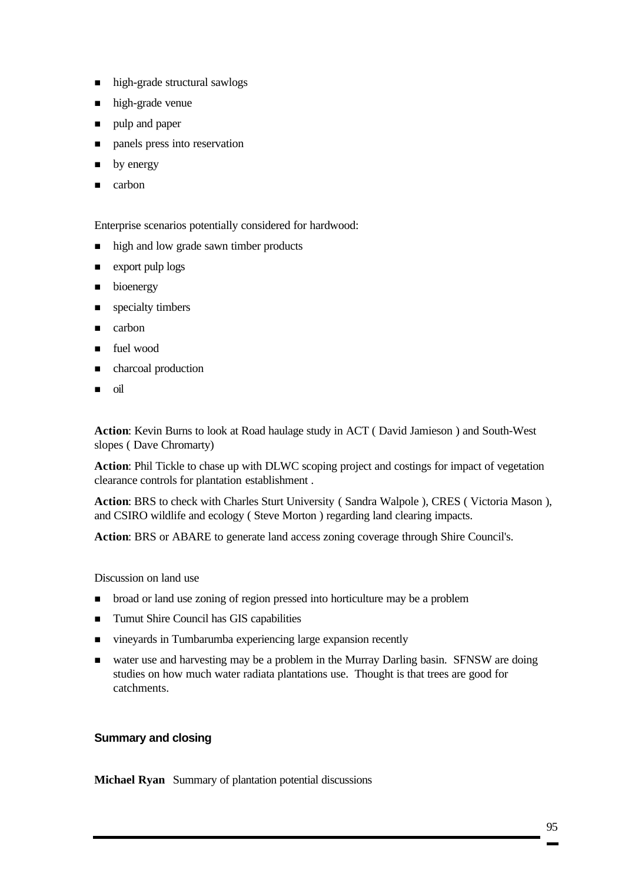- high-grade structural sawlogs
- high-grade venue
- pulp and paper
- panels press into reservation
- by energy
- carbon

Enterprise scenarios potentially considered for hardwood:

- high and low grade sawn timber products
- export pulp logs
- bioenergy
- specialty timbers
- carbon
- fuel wood
- charcoal production
- oil

**Action**: Kevin Burns to look at Road haulage study in ACT ( David Jamieson ) and South-West slopes ( Dave Chromarty)

**Action**: Phil Tickle to chase up with DLWC scoping project and costings for impact of vegetation clearance controls for plantation establishment .

**Action**: BRS to check with Charles Sturt University ( Sandra Walpole ), CRES ( Victoria Mason ), and CSIRO wildlife and ecology ( Steve Morton ) regarding land clearing impacts.

**Action**: BRS or ABARE to generate land access zoning coverage through Shire Council's.

Discussion on land use

- broad or land use zoning of region pressed into horticulture may be a problem
- Tumut Shire Council has GIS capabilities
- vineyards in Tumbarumba experiencing large expansion recently
- water use and harvesting may be a problem in the Murray Darling basin. SFNSW are doing studies on how much water radiata plantations use. Thought is that trees are good for catchments.

## Summary and closing

**Michael Ryan** Summary of plantation potential discussions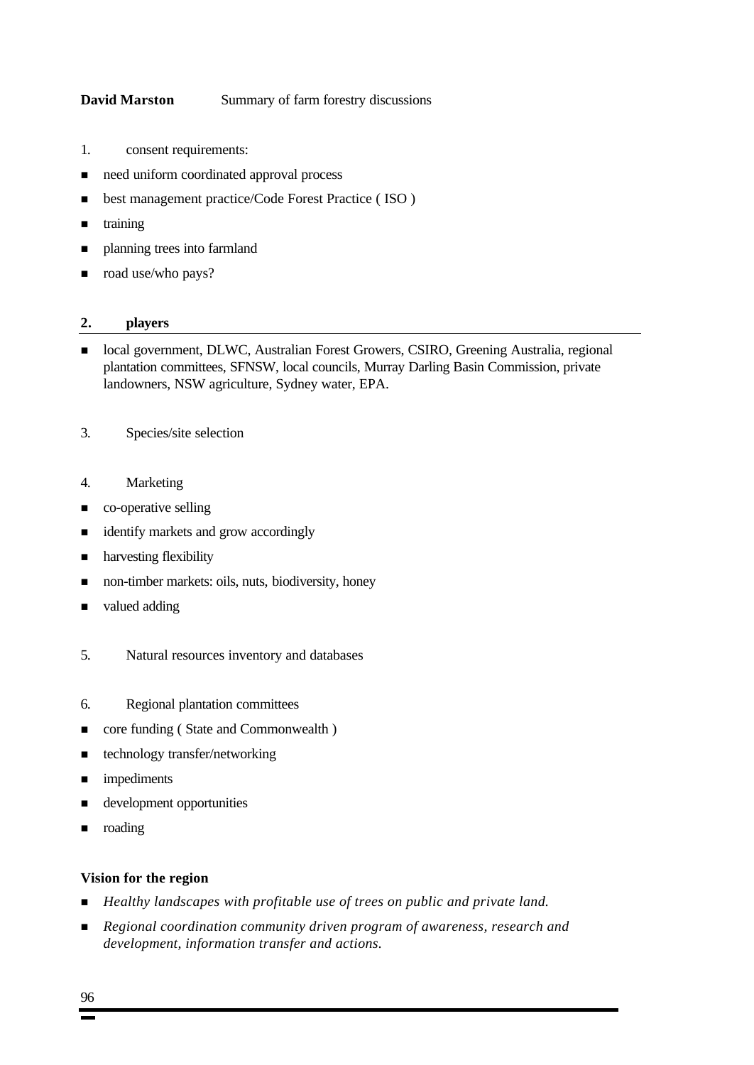**David Marston** Summary of farm forestry discussions

1. consent requirements:

- need uniform coordinated approval process
- best management practice/Code Forest Practice ( ISO )
- training
- planning trees into farmland
- road use/who pays?

**2. players**

- local government, DLWC, Australian Forest Growers, CSIRO, Greening Australia, regional plantation committees, SFNSW, local councils, Murray Darling Basin Commission, private landowners, NSW agriculture, Sydney water, EPA.

3. Species/site selection

4. Marketing

- co-operative selling
- identify markets and grow accordingly
- harvesting flexibility
- non-timber markets: oils, nuts, biodiversity, honey
- valued adding

5. Natural resources inventory and databases

6. Regional plantation committees

- core funding ( State and Commonwealth )
- technology transfer/networking
- impediments
- development opportunities
- roading

**Vision for the region**

- *Healthy landscapes with profitable use of trees on public and private land.*
- *Regional coordination community driven program of awareness, research and development, information transfer and actions.*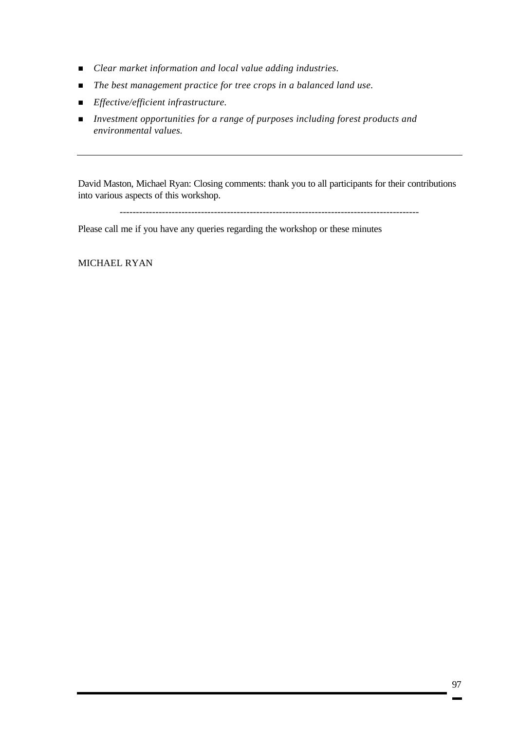- *Clear market information and local value adding industries.*
- *The best management practice for tree crops in a balanced land use.*
- *Effective/efficient infrastructure.*
- *Investment opportunities for a range of purposes including forest products and environmental values.*

---

David Maston, Michael Ryan: Closing comments: thank you to all participants for their contributions into various aspects of this workshop.

-------------------------------------------------------------------------------------------

Please call me if you have any queries regarding the workshop or these minutes

MICHAEL RYAN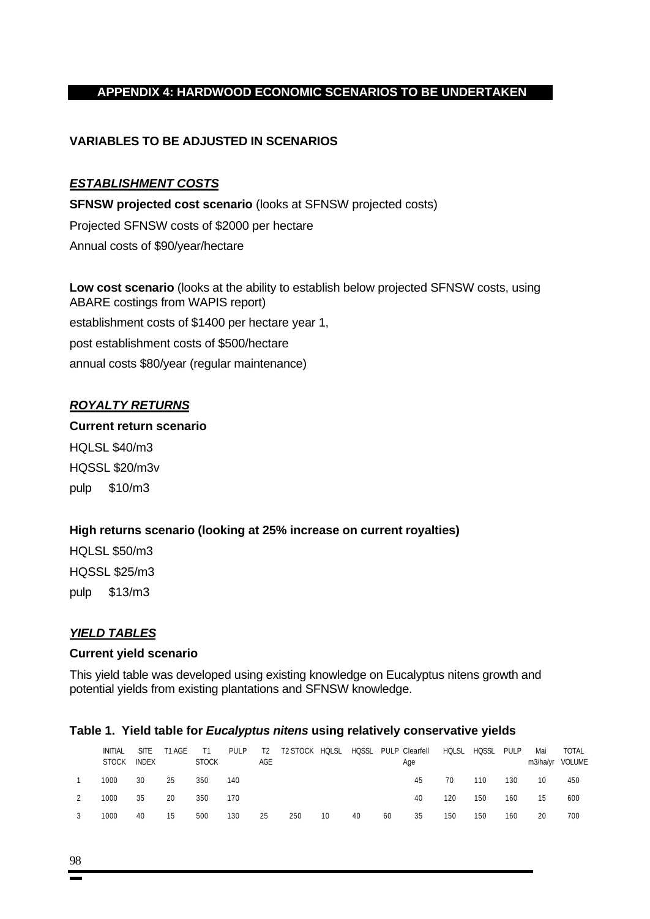## APPENDIX 4: HARDWOOD ECONOMIC SCENARIOS TO BE UNDERTAKEN

### VARIABLES TO BE ADJUSTED IN SCENARIOS

#### *ESTABLISHMENT COSTS*

**SFNSW projected cost scenario** (looks at SFNSW projected costs)

Projected SFNSW costs of $2000 per hectare

Annual costs of $90/year/hectare

**Low cost scenario** (looks at the ability to establish below projected SFNSW costs, using ABARE costings from WAPIS report)

establishment costs of $1400 per hectare year 1,

post establishment costs of $500/hectare

annual costs $80/year (regular maintenance)

#### *ROYALTY RETURNS*

**Current return scenario**

HQLSL $40/m3

HQSSL $20/m3v

pulp $10/m3

**High returns scenario (looking at 25% increase on current royalties)**

HQLSL $50/m3

HQSSL $25/m3

pulp $13/m3

#### *YIELD TABLES*

**Current yield scenario**

This yield table was developed using existing knowledge on Eucalyptus nitens growth and potential yields from existing plantations and SFNSW knowledge.

**Table 1. Yield table for *Eucalyptus nitens* using relatively conservative yields**

| | INITIAL STOCK | SITE INDEX | T1 AGE | T1 STOCK | PULP | T2 AGE | T2 STOCK | HQLSL | HQSSL | PULP | Clearfell Age | HQLSL | HQSSL | PULP | Mai m3/ha/yr | TOTAL VOLUME |
|---|---|---|---|---|---|---|---|---|---|---|---|---|---|---|---|---|
| 1 | 1000 | 30 | 25 | 350 | 140 | | | | | | 45 | 70 | 110 | 130 | 10 | 450 |
| 2 | 1000 | 35 | 20 | 350 | 170 | | | | | | 40 | 120 | 150 | 160 | 15 | 600 |
| 3 | 1000 | 40 | 15 | 500 | 130 | 25 | 250 | 10 | 40 | 60 | 35 | 150 | 150 | 160 | 20 | 700 |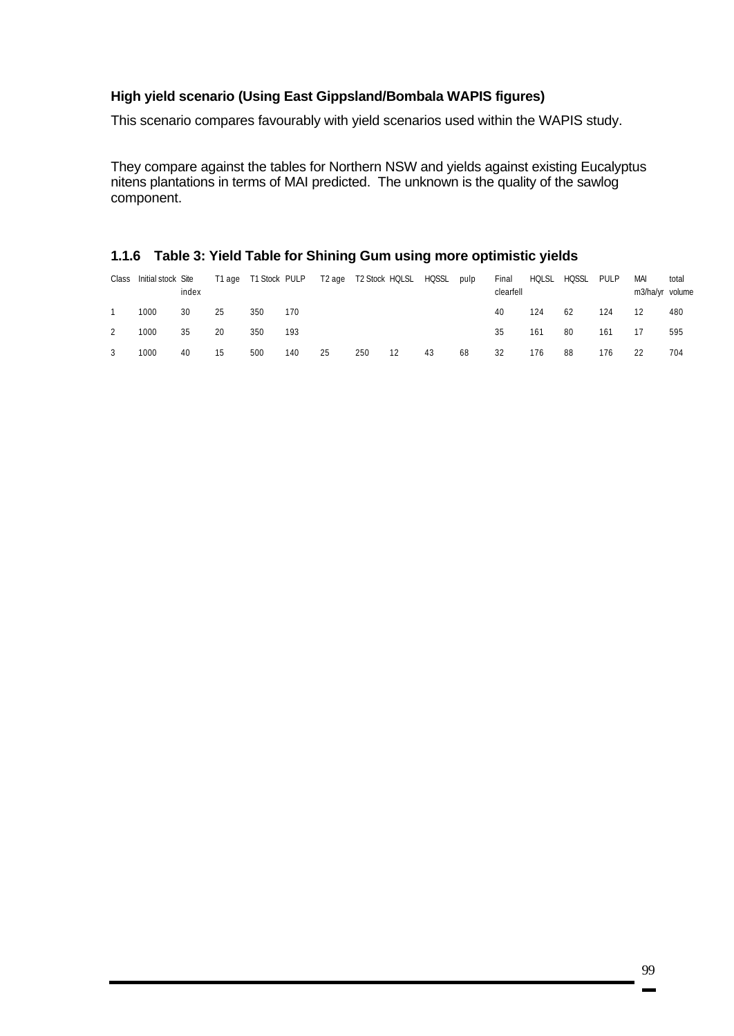**High yield scenario (Using East Gippsland/Bombala WAPIS figures)**

This scenario compares favourably with yield scenarios used within the WAPIS study.

They compare against the tables for Northern NSW and yields against existing Eucalyptus nitens plantations in terms of MAI predicted. The unknown is the quality of the sawlog component.

### 1.1.6 Table 3: Yield Table for Shining Gum using more optimistic yields

| Class | Initial stock | Site index | T1 age | T1 Stock | PULP | T2 age | T2 Stock | HQLSL | HQSSL | pulp | Final clearfell | HQLSL | HQSSL | PULP | MAI m3/ha/yr | total volume |
|---|---|---|---|---|---|---|---|---|---|---|---|---|---|---|---|---|
| 1 | 1000 | 30 | 25 | 350 | 170 | | | | | | 40 | 124 | 62 | 124 | 12 | 480 |
| 2 | 1000 | 35 | 20 | 350 | 193 | | | | | | 35 | 161 | 80 | 161 | 17 | 595 |
| 3 | 1000 | 40 | 15 | 500 | 140 | 25 | 250 | 12 | 43 | 68 | 32 | 176 | 88 | 176 | 22 | 704 |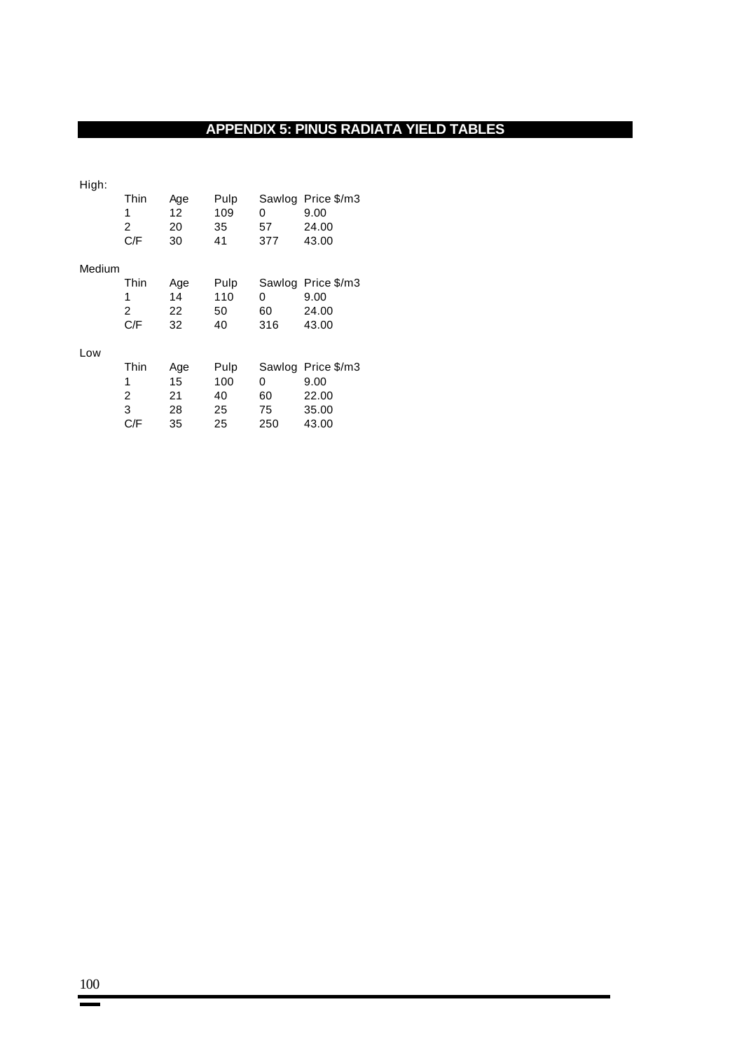## APPENDIX 5: PINUS RADIATA YIELD TABLES

High:

| Thin | Age | Pulp | Sawlog | Price $/m3 |
|---|---|---|---|---|
| 1 | 12 | 109 | 0 | 9.00 |
| 2 | 20 | 35 | 57 | 24.00 |
| C/F | 30 | 41 | 377 | 43.00 |

Medium

| Thin | Age | Pulp | Sawlog | Price $/m3 |
|---|---|---|---|---|
| 1 | 14 | 110 | 0 | 9.00 |
| 2 | 22 | 50 | 60 | 24.00 |
| C/F | 32 | 40 | 316 | 43.00 |

Low

| Thin | Age | Pulp | Sawlog | Price $/m3 |
|---|---|---|---|---|
| 1 | 15 | 100 | 0 | 9.00 |
| 2 | 21 | 40 | 60 | 22.00 |
| 3 | 28 | 25 | 75 | 35.00 |
| C/F | 35 | 25 | 250 | 43.00 |